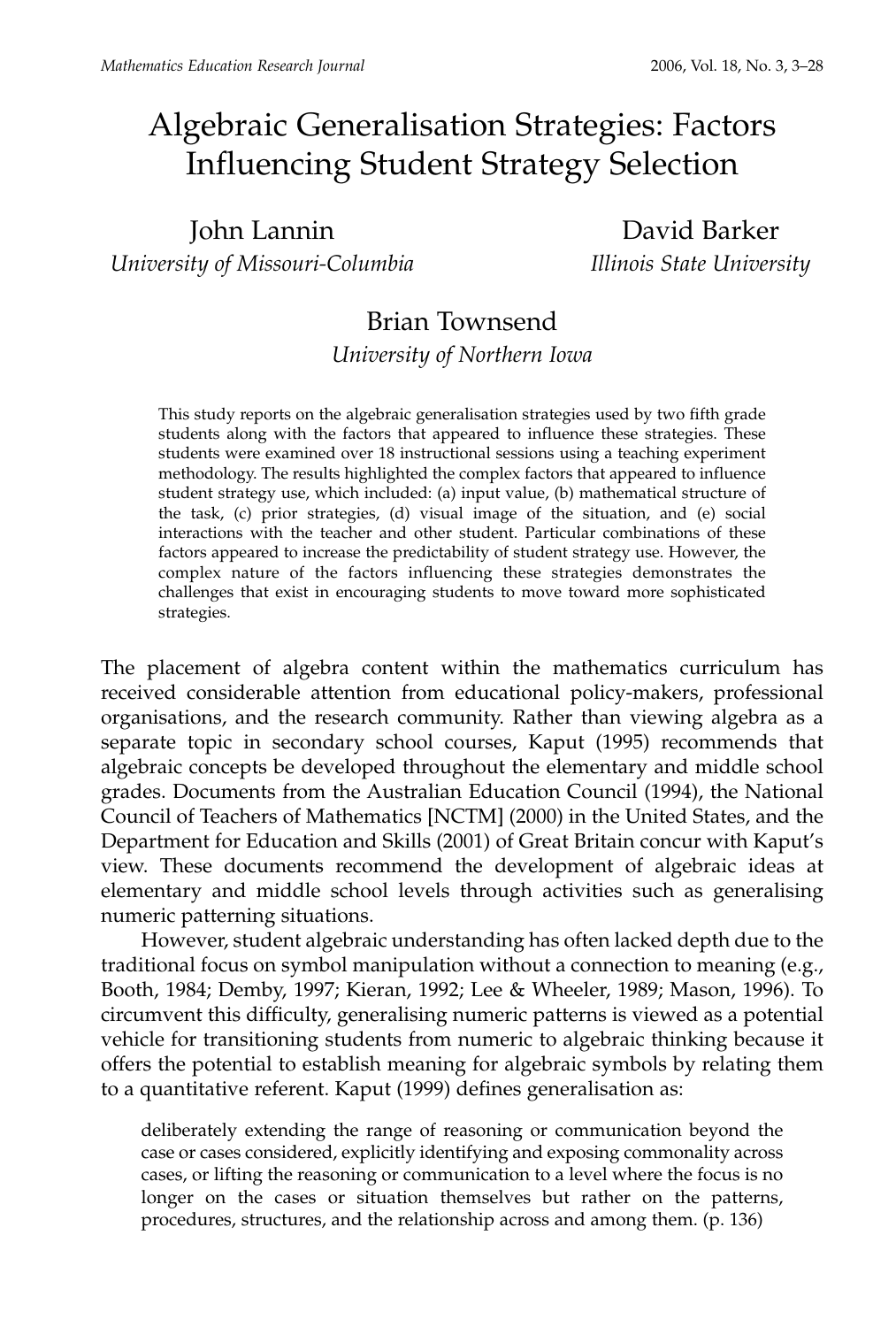# Algebraic Generalisation Strategies: Factors Influencing Student Strategy Selection

John Lannin
*University of Missouri-Columbia*

David Barker
*Illinois State University*

Brian Townsend
*University of Northern Iowa*

This study reports on the algebraic generalisation strategies used by two fifth grade students along with the factors that appeared to influence these strategies. These students were examined over 18 instructional sessions using a teaching experiment methodology. The results highlighted the complex factors that appeared to influence student strategy use, which included: (a) input value, (b) mathematical structure of the task, (c) prior strategies, (d) visual image of the situation, and (e) social interactions with the teacher and other student. Particular combinations of these factors appeared to increase the predictability of student strategy use. However, the complex nature of the factors influencing these strategies demonstrates the challenges that exist in encouraging students to move toward more sophisticated strategies.

The placement of algebra content within the mathematics curriculum has received considerable attention from educational policy-makers, professional organisations, and the research community. Rather than viewing algebra as a separate topic in secondary school courses, Kaput (1995) recommends that algebraic concepts be developed throughout the elementary and middle school grades. Documents from the Australian Education Council (1994), the National Council of Teachers of Mathematics [NCTM] (2000) in the United States, and the Department for Education and Skills (2001) of Great Britain concur with Kaput's view. These documents recommend the development of algebraic ideas at elementary and middle school levels through activities such as generalising numeric patterning situations.

However, student algebraic understanding has often lacked depth due to the traditional focus on symbol manipulation without a connection to meaning (e.g., Booth, 1984; Demby, 1997; Kieran, 1992; Lee & Wheeler, 1989; Mason, 1996). To circumvent this difficulty, generalising numeric patterns is viewed as a potential vehicle for transitioning students from numeric to algebraic thinking because it offers the potential to establish meaning for algebraic symbols by relating them to a quantitative referent. Kaput (1999) defines generalisation as:

> deliberately extending the range of reasoning or communication beyond the case or cases considered, explicitly identifying and exposing commonality across cases, or lifting the reasoning or communication to a level where the focus is no longer on the cases or situation themselves but rather on the patterns, procedures, structures, and the relationship across and among them. (p. 136)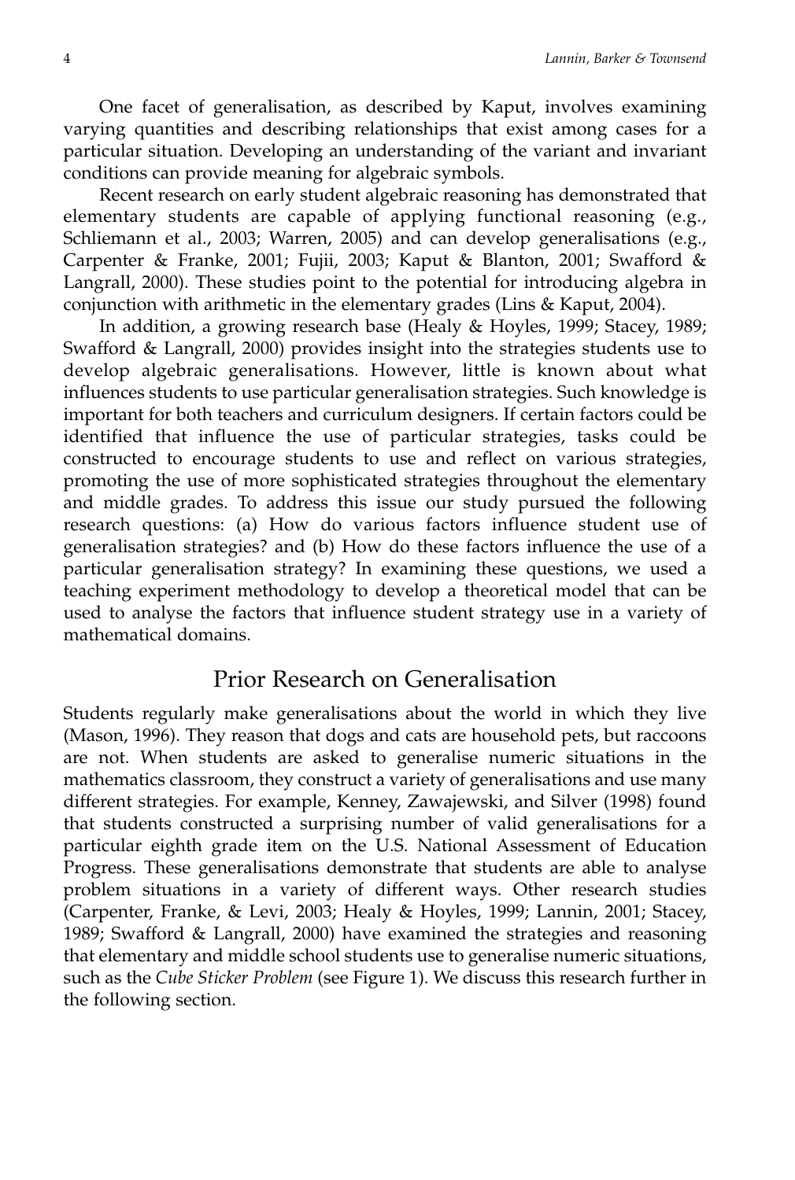One facet of generalisation, as described by Kaput, involves examining varying quantities and describing relationships that exist among cases for a particular situation. Developing an understanding of the variant and invariant conditions can provide meaning for algebraic symbols.

Recent research on early student algebraic reasoning has demonstrated that elementary students are capable of applying functional reasoning (e.g., Schliemann et al., 2003; Warren, 2005) and can develop generalisations (e.g., Carpenter & Franke, 2001; Fujii, 2003; Kaput & Blanton, 2001; Swafford & Langrall, 2000). These studies point to the potential for introducing algebra in conjunction with arithmetic in the elementary grades (Lins & Kaput, 2004).

In addition, a growing research base (Healy & Hoyles, 1999; Stacey, 1989; Swafford & Langrall, 2000) provides insight into the strategies students use to develop algebraic generalisations. However, little is known about what influences students to use particular generalisation strategies. Such knowledge is important for both teachers and curriculum designers. If certain factors could be identified that influence the use of particular strategies, tasks could be constructed to encourage students to use and reflect on various strategies, promoting the use of more sophisticated strategies throughout the elementary and middle grades. To address this issue our study pursued the following research questions: (a) How do various factors influence student use of generalisation strategies? and (b) How do these factors influence the use of a particular generalisation strategy? In examining these questions, we used a teaching experiment methodology to develop a theoretical model that can be used to analyse the factors that influence student strategy use in a variety of mathematical domains.

## Prior Research on Generalisation

Students regularly make generalisations about the world in which they live (Mason, 1996). They reason that dogs and cats are household pets, but raccoons are not. When students are asked to generalise numeric situations in the mathematics classroom, they construct a variety of generalisations and use many different strategies. For example, Kenney, Zawajewski, and Silver (1998) found that students constructed a surprising number of valid generalisations for a particular eighth grade item on the U.S. National Assessment of Education Progress. These generalisations demonstrate that students are able to analyse problem situations in a variety of different ways. Other research studies (Carpenter, Franke, & Levi, 2003; Healy & Hoyles, 1999; Lannin, 2001; Stacey, 1989; Swafford & Langrall, 2000) have examined the strategies and reasoning that elementary and middle school students use to generalise numeric situations, such as the *Cube Sticker Problem* (see Figure 1). We discuss this research further in the following section.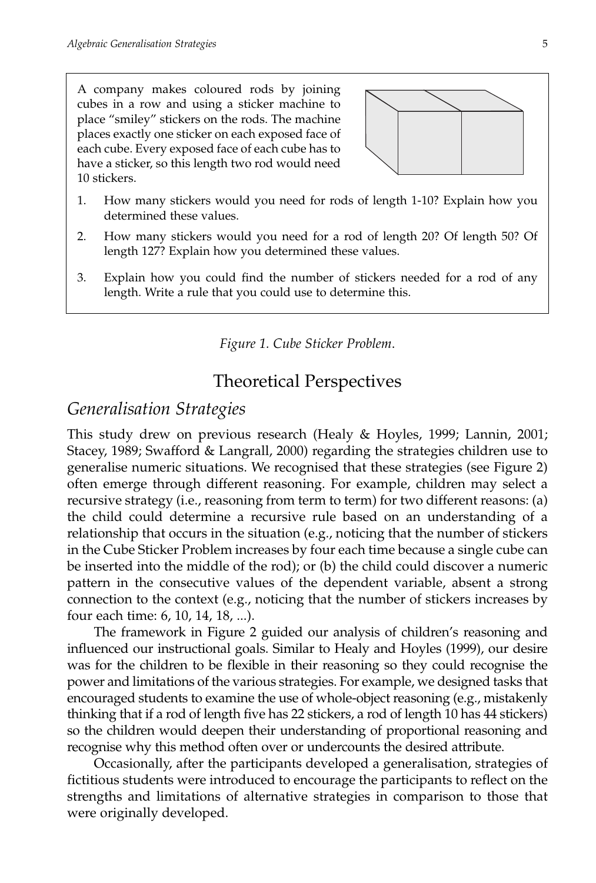A company makes coloured rods by joining cubes in a row and using a sticker machine to place "smiley" stickers on the rods. The machine places exactly one sticker on each exposed face of each cube. Every exposed face of each cube has to have a sticker, so this length two rod would need 10 stickers.

1. How many stickers would you need for rods of length 1-10? Explain how you determined these values.
2. How many stickers would you need for a rod of length 20? Of length 50? Of length 127? Explain how you determined these values.
3. Explain how you could find the number of stickers needed for a rod of any length. Write a rule that you could use to determine this.

*Figure 1. Cube Sticker Problem.*

# Theoretical Perspectives

## *Generalisation Strategies*

This study drew on previous research (Healy & Hoyles, 1999; Lannin, 2001; Stacey, 1989; Swafford & Langrall, 2000) regarding the strategies children use to generalise numeric situations. We recognised that these strategies (see Figure 2) often emerge through different reasoning. For example, children may select a recursive strategy (i.e., reasoning from term to term) for two different reasons: (a) the child could determine a recursive rule based on an understanding of a relationship that occurs in the situation (e.g., noticing that the number of stickers in the Cube Sticker Problem increases by four each time because a single cube can be inserted into the middle of the rod); or (b) the child could discover a numeric pattern in the consecutive values of the dependent variable, absent a strong connection to the context (e.g., noticing that the number of stickers increases by four each time: 6, 10, 14, 18, ...).

The framework in Figure 2 guided our analysis of children's reasoning and influenced our instructional goals. Similar to Healy and Hoyles (1999), our desire was for the children to be flexible in their reasoning so they could recognise the power and limitations of the various strategies. For example, we designed tasks that encouraged students to examine the use of whole-object reasoning (e.g., mistakenly thinking that if a rod of length five has 22 stickers, a rod of length 10 has 44 stickers) so the children would deepen their understanding of proportional reasoning and recognise why this method often over or undercounts the desired attribute.

Occasionally, after the participants developed a generalisation, strategies of fictitious students were introduced to encourage the participants to reflect on the strengths and limitations of alternative strategies in comparison to those that were originally developed.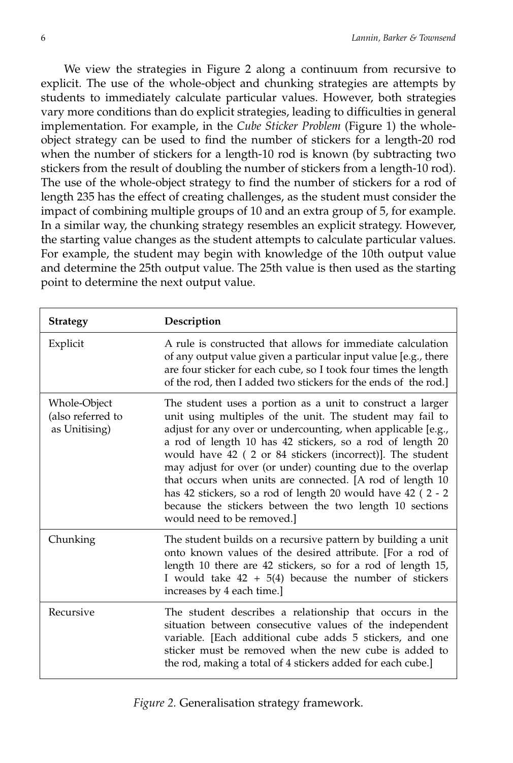We view the strategies in Figure 2 along a continuum from recursive to explicit. The use of the whole-object and chunking strategies are attempts by students to immediately calculate particular values. However, both strategies vary more conditions than do explicit strategies, leading to difficulties in general implementation. For example, in the *Cube Sticker Problem* (Figure 1) the whole-object strategy can be used to find the number of stickers for a length-20 rod when the number of stickers for a length-10 rod is known (by subtracting two stickers from the result of doubling the number of stickers from a length-10 rod). The use of the whole-object strategy to find the number of stickers for a rod of length 235 has the effect of creating challenges, as the student must consider the impact of combining multiple groups of 10 and an extra group of 5, for example. In a similar way, the chunking strategy resembles an explicit strategy. However, the starting value changes as the student attempts to calculate particular values. For example, the student may begin with knowledge of the 10th output value and determine the 25th output value. The 25th value is then used as the starting point to determine the next output value.

| **Strategy** | **Description** |
|---|---|
| Explicit | A rule is constructed that allows for immediate calculation of any output value given a particular input value [e.g., there are four sticker for each cube, so I took four times the length of the rod, then I added two stickers for the ends of the rod.] |
| Whole-Object (also referred to as Unitising) | The student uses a portion as a unit to construct a larger unit using multiples of the unit. The student may fail to adjust for any over or undercounting, when applicable [e.g., a rod of length 10 has 42 stickers, so a rod of length 20 would have 42 ( 2 or 84 stickers (incorrect)]. The student may adjust for over (or under) counting due to the overlap that occurs when units are connected. [A rod of length 10 has 42 stickers, so a rod of length 20 would have 42 ( 2 - 2 because the stickers between the two length 10 sections would need to be removed.] |
| Chunking | The student builds on a recursive pattern by building a unit onto known values of the desired attribute. [For a rod of length 10 there are 42 stickers, so for a rod of length 15, I would take 42 + 5(4) because the number of stickers increases by 4 each time.] |
| Recursive | The student describes a relationship that occurs in the situation between consecutive values of the independent variable. [Each additional cube adds 5 stickers, and one sticker must be removed when the new cube is added to the rod, making a total of 4 stickers added for each cube.] |

*Figure 2.* Generalisation strategy framework.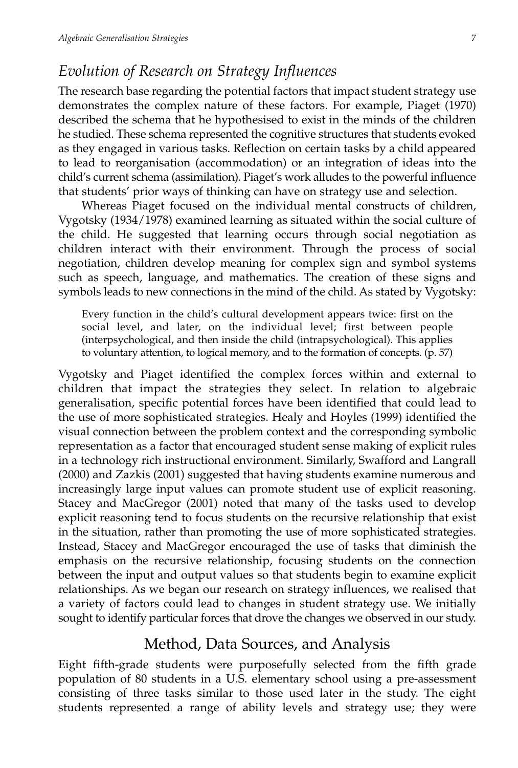## *Evolution of Research on Strategy Influences*

The research base regarding the potential factors that impact student strategy use demonstrates the complex nature of these factors. For example, Piaget (1970) described the schema that he hypothesised to exist in the minds of the children he studied. These schema represented the cognitive structures that students evoked as they engaged in various tasks. Reflection on certain tasks by a child appeared to lead to reorganisation (accommodation) or an integration of ideas into the child's current schema (assimilation). Piaget's work alludes to the powerful influence that students' prior ways of thinking can have on strategy use and selection.

Whereas Piaget focused on the individual mental constructs of children, Vygotsky (1934/1978) examined learning as situated within the social culture of the child. He suggested that learning occurs through social negotiation as children interact with their environment. Through the process of social negotiation, children develop meaning for complex sign and symbol systems such as speech, language, and mathematics. The creation of these signs and symbols leads to new connections in the mind of the child. As stated by Vygotsky:

> Every function in the child's cultural development appears twice: first on the social level, and later, on the individual level; first between people (interpsychological, and then inside the child (intrapsychological). This applies to voluntary attention, to logical memory, and to the formation of concepts. (p. 57)

Vygotsky and Piaget identified the complex forces within and external to children that impact the strategies they select. In relation to algebraic generalisation, specific potential forces have been identified that could lead to the use of more sophisticated strategies. Healy and Hoyles (1999) identified the visual connection between the problem context and the corresponding symbolic representation as a factor that encouraged student sense making of explicit rules in a technology rich instructional environment. Similarly, Swafford and Langrall (2000) and Zazkis (2001) suggested that having students examine numerous and increasingly large input values can promote student use of explicit reasoning. Stacey and MacGregor (2001) noted that many of the tasks used to develop explicit reasoning tend to focus students on the recursive relationship that exist in the situation, rather than promoting the use of more sophisticated strategies. Instead, Stacey and MacGregor encouraged the use of tasks that diminish the emphasis on the recursive relationship, focusing students on the connection between the input and output values so that students begin to examine explicit relationships. As we began our research on strategy influences, we realised that a variety of factors could lead to changes in student strategy use. We initially sought to identify particular forces that drove the changes we observed in our study.

# Method, Data Sources, and Analysis

Eight fifth-grade students were purposefully selected from the fifth grade population of 80 students in a U.S. elementary school using a pre-assessment consisting of three tasks similar to those used later in the study. The eight students represented a range of ability levels and strategy use; they were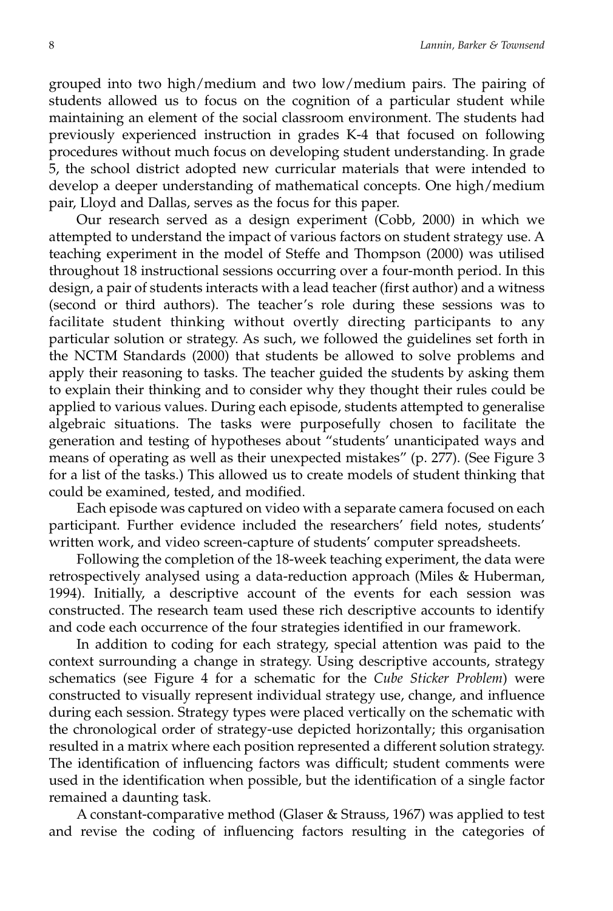grouped into two high/medium and two low/medium pairs. The pairing of students allowed us to focus on the cognition of a particular student while maintaining an element of the social classroom environment. The students had previously experienced instruction in grades K-4 that focused on following procedures without much focus on developing student understanding. In grade 5, the school district adopted new curricular materials that were intended to develop a deeper understanding of mathematical concepts. One high/medium pair, Lloyd and Dallas, serves as the focus for this paper.

Our research served as a design experiment (Cobb, 2000) in which we attempted to understand the impact of various factors on student strategy use. A teaching experiment in the model of Steffe and Thompson (2000) was utilised throughout 18 instructional sessions occurring over a four-month period. In this design, a pair of students interacts with a lead teacher (first author) and a witness (second or third authors). The teacher's role during these sessions was to facilitate student thinking without overtly directing participants to any particular solution or strategy. As such, we followed the guidelines set forth in the NCTM Standards (2000) that students be allowed to solve problems and apply their reasoning to tasks. The teacher guided the students by asking them to explain their thinking and to consider why they thought their rules could be applied to various values. During each episode, students attempted to generalise algebraic situations. The tasks were purposefully chosen to facilitate the generation and testing of hypotheses about "students' unanticipated ways and means of operating as well as their unexpected mistakes" (p. 277). (See Figure 3 for a list of the tasks.) This allowed us to create models of student thinking that could be examined, tested, and modified.

Each episode was captured on video with a separate camera focused on each participant. Further evidence included the researchers' field notes, students' written work, and video screen-capture of students' computer spreadsheets.

Following the completion of the 18-week teaching experiment, the data were retrospectively analysed using a data-reduction approach (Miles & Huberman, 1994). Initially, a descriptive account of the events for each session was constructed. The research team used these rich descriptive accounts to identify and code each occurrence of the four strategies identified in our framework.

In addition to coding for each strategy, special attention was paid to the context surrounding a change in strategy. Using descriptive accounts, strategy schematics (see Figure 4 for a schematic for the *Cube Sticker Problem*) were constructed to visually represent individual strategy use, change, and influence during each session. Strategy types were placed vertically on the schematic with the chronological order of strategy-use depicted horizontally; this organisation resulted in a matrix where each position represented a different solution strategy. The identification of influencing factors was difficult; student comments were used in the identification when possible, but the identification of a single factor remained a daunting task.

A constant-comparative method (Glaser & Strauss, 1967) was applied to test and revise the coding of influencing factors resulting in the categories of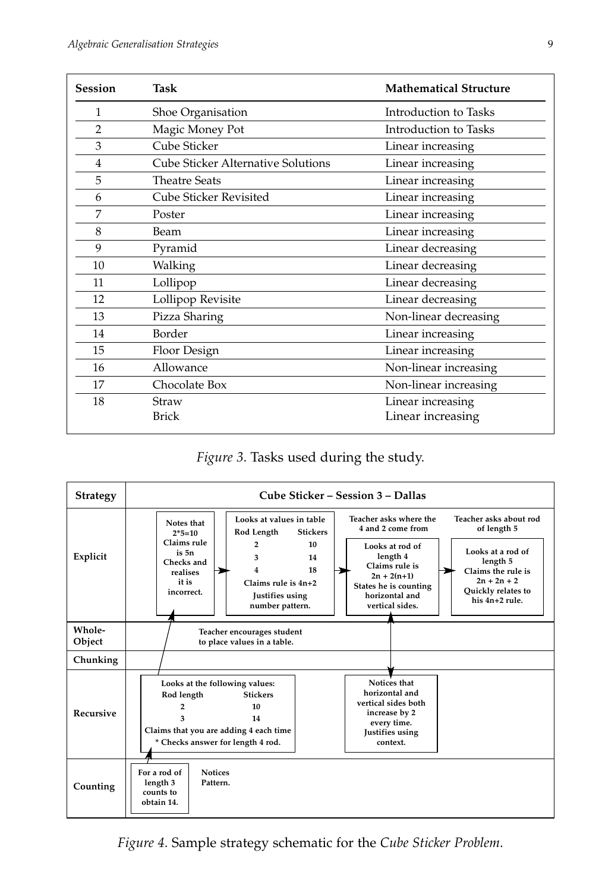| Session | Task | Mathematical Structure |
|---|---|---|
| 1 | Shoe Organisation | Introduction to Tasks |
| 2 | Magic Money Pot | Introduction to Tasks |
| 3 | Cube Sticker | Linear increasing |
| 4 | Cube Sticker Alternative Solutions | Linear increasing |
| 5 | Theatre Seats | Linear increasing |
| 6 | Cube Sticker Revisited | Linear increasing |
| 7 | Poster | Linear increasing |
| 8 | Beam | Linear increasing |
| 9 | Pyramid | Linear decreasing |
| 10 | Walking | Linear decreasing |
| 11 | Lollipop | Linear decreasing |
| 12 | Lollipop Revisite | Linear decreasing |
| 13 | Pizza Sharing | Non-linear decreasing |
| 14 | Border | Linear increasing |
| 15 | Floor Design | Linear increasing |
| 16 | Allowance | Non-linear increasing |
| 17 | Chocolate Box | Non-linear increasing |
| 18 | Straw<br>Brick | Linear increasing<br>Linear increasing |

*Figure 3*. Tasks used during the study.

| Strategy | Cube Sticker – Session 3 – Dallas | | | |
|---|---|---|---|---|
| Explicit | Notes that 2*5=10. Claims rule is 5n. Checks and realises it is incorrect. | Looks at values in table (Rod Length / Stickers: 2 / 10; 3 / 14; 4 / 18). Claims rule is 4n+2. Justifies using number pattern. | Teacher asks where the 4 and 2 come from. Looks at rod of length 4. Claims rule is 2n + 2(n+1). States he is counting horizontal and vertical sides. | Teacher asks about rod of length 5. Looks at a rod of length 5. Claims the rule is 2n + 2n + 2. Quickly relates to his 4n+2 rule. |
| Whole-Object | Teacher encourages student to place values in a table. | | | |
| Chunking | | | | |
| Recursive | Looks at the following values: Rod length / Stickers: 2 / 10; 3 / 14. Claims that you are adding 4 each time. * Checks answer for length 4 rod. | | Notices that horizontal and vertical sides both increase by 2 every time. Justifies using context. | |
| Counting | For a rod of length 3 counts to obtain 14. Notices Pattern. | | | |

*Figure 4*. Sample strategy schematic for the *Cube Sticker Problem*.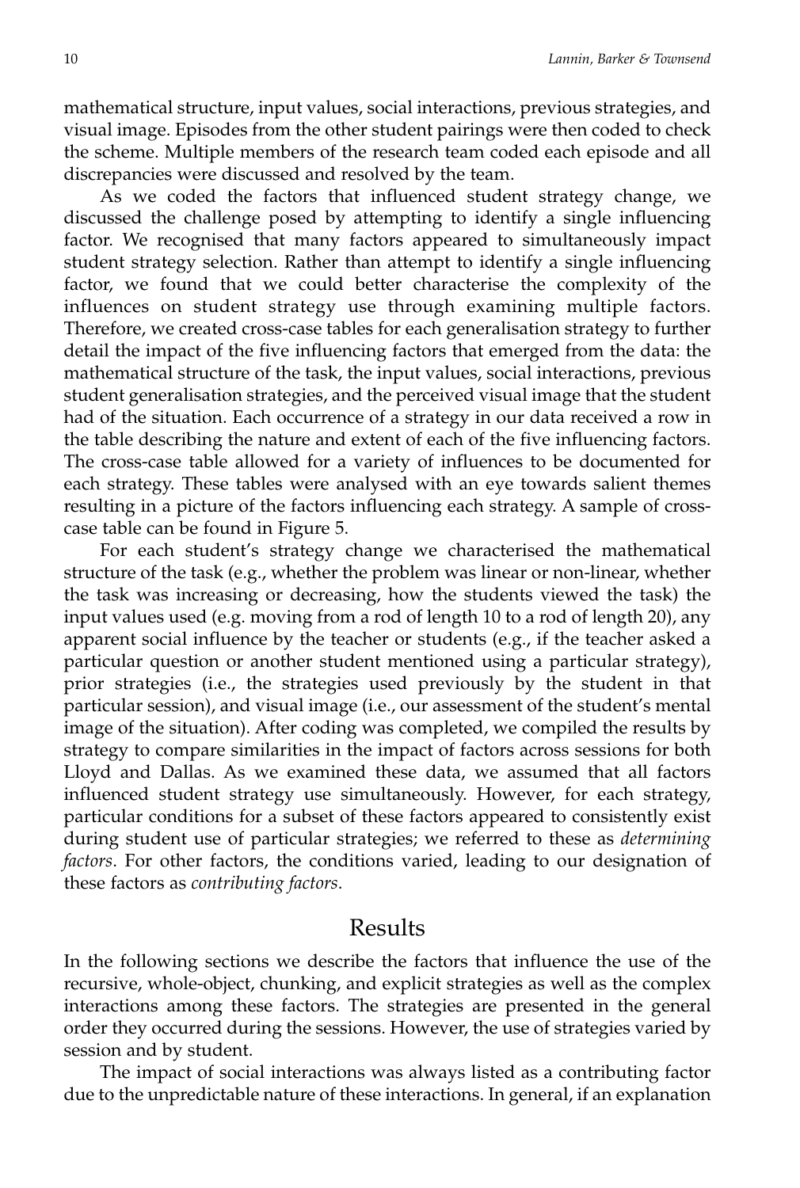mathematical structure, input values, social interactions, previous strategies, and visual image. Episodes from the other student pairings were then coded to check the scheme. Multiple members of the research team coded each episode and all discrepancies were discussed and resolved by the team.

As we coded the factors that influenced student strategy change, we discussed the challenge posed by attempting to identify a single influencing factor. We recognised that many factors appeared to simultaneously impact student strategy selection. Rather than attempt to identify a single influencing factor, we found that we could better characterise the complexity of the influences on student strategy use through examining multiple factors. Therefore, we created cross-case tables for each generalisation strategy to further detail the impact of the five influencing factors that emerged from the data: the mathematical structure of the task, the input values, social interactions, previous student generalisation strategies, and the perceived visual image that the student had of the situation. Each occurrence of a strategy in our data received a row in the table describing the nature and extent of each of the five influencing factors. The cross-case table allowed for a variety of influences to be documented for each strategy. These tables were analysed with an eye towards salient themes resulting in a picture of the factors influencing each strategy. A sample of cross-case table can be found in Figure 5.

For each student's strategy change we characterised the mathematical structure of the task (e.g., whether the problem was linear or non-linear, whether the task was increasing or decreasing, how the students viewed the task) the input values used (e.g. moving from a rod of length 10 to a rod of length 20), any apparent social influence by the teacher or students (e.g., if the teacher asked a particular question or another student mentioned using a particular strategy), prior strategies (i.e., the strategies used previously by the student in that particular session), and visual image (i.e., our assessment of the student's mental image of the situation). After coding was completed, we compiled the results by strategy to compare similarities in the impact of factors across sessions for both Lloyd and Dallas. As we examined these data, we assumed that all factors influenced student strategy use simultaneously. However, for each strategy, particular conditions for a subset of these factors appeared to consistently exist during student use of particular strategies; we referred to these as *determining factors*. For other factors, the conditions varied, leading to our designation of these factors as *contributing factors*.

# Results

In the following sections we describe the factors that influence the use of the recursive, whole-object, chunking, and explicit strategies as well as the complex interactions among these factors. The strategies are presented in the general order they occurred during the sessions. However, the use of strategies varied by session and by student.

The impact of social interactions was always listed as a contributing factor due to the unpredictable nature of these interactions. In general, if an explanation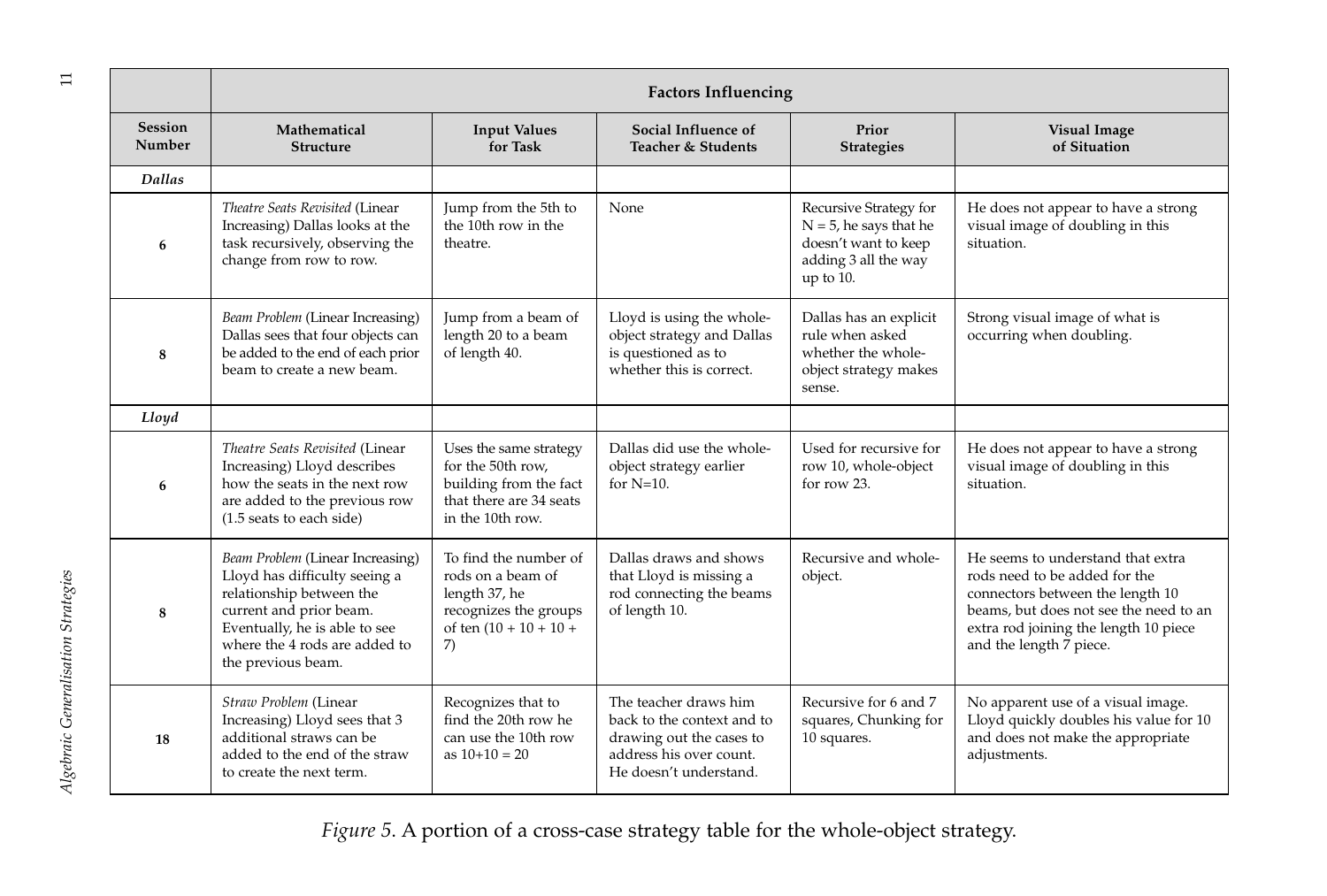| | Factors Influencing | | | | |
|---|---|---|---|---|---|
| **Session Number** | **Mathematical Structure** | **Input Values for Task** | **Social Influence of Teacher & Students** | **Prior Strategies** | **Visual Image of Situation** |
| ***Dallas*** | | | | | |
| **6** | *Theatre Seats Revisited* (Linear Increasing) Dallas looks at the task recursively, observing the change from row to row. | Jump from the 5th to the 10th row in the theatre. | None | Recursive Strategy for $N = 5$, he says that he doesn't want to keep adding 3 all the way up to 10. | He does not appear to have a strong visual image of doubling in this situation. |
| **8** | *Beam Problem* (Linear Increasing) Dallas sees that four objects can be added to the end of each prior beam to create a new beam. | Jump from a beam of length 20 to a beam of length 40. | Lloyd is using the whole-object strategy and Dallas is questioned as to whether this is correct. | Dallas has an explicit rule when asked whether the whole-object strategy makes sense. | Strong visual image of what is occurring when doubling. |
| ***Lloyd*** | | | | | |
| **6** | *Theatre Seats Revisited* (Linear Increasing) Lloyd describes how the seats in the next row are added to the previous row (1.5 seats to each side) | Uses the same strategy for the 50th row, building from the fact that there are 34 seats in the 10th row. | Dallas did use the whole-object strategy earlier for N=10. | Used for recursive for row 10, whole-object for row 23. | He does not appear to have a strong visual image of doubling in this situation. |
| **8** | *Beam Problem* (Linear Increasing) Lloyd has difficulty seeing a relationship between the current and prior beam. Eventually, he is able to see where the 4 rods are added to the previous beam. | To find the number of rods on a beam of length 37, he recognizes the groups of ten ($10 + 10 + 10 + 7$) | Dallas draws and shows that Lloyd is missing a rod connecting the beams of length 10. | Recursive and whole-object. | He seems to understand that extra rods need to be added for the connectors between the length 10 beams, but does not see the need to an extra rod joining the length 10 piece and the length 7 piece. |
| **18** | *Straw Problem* (Linear Increasing) Lloyd sees that 3 additional straws can be added to the end of the straw to create the next term. | Recognizes that to find the 20th row he can use the 10th row as $10+10 = 20$ | The teacher draws him back to the context and to drawing out the cases to address his over count. He doesn't understand. | Recursive for 6 and 7 squares, Chunking for 10 squares. | No apparent use of a visual image. Lloyd quickly doubles his value for 10 and does not make the appropriate adjustments. |

*Figure 5.* A portion of a cross-case strategy table for the whole-object strategy.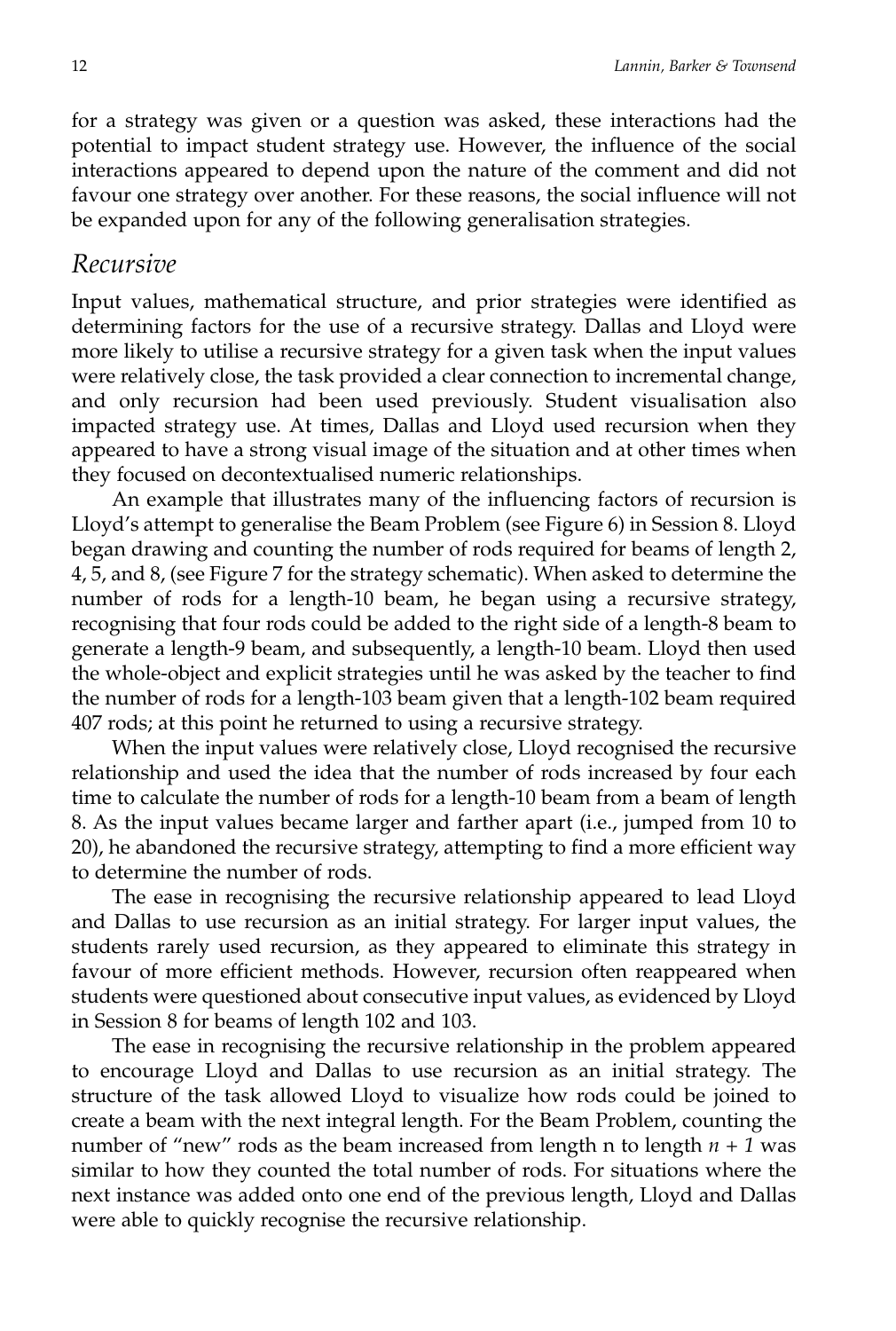for a strategy was given or a question was asked, these interactions had the potential to impact student strategy use. However, the influence of the social interactions appeared to depend upon the nature of the comment and did not favour one strategy over another. For these reasons, the social influence will not be expanded upon for any of the following generalisation strategies.

## *Recursive*

Input values, mathematical structure, and prior strategies were identified as determining factors for the use of a recursive strategy. Dallas and Lloyd were more likely to utilise a recursive strategy for a given task when the input values were relatively close, the task provided a clear connection to incremental change, and only recursion had been used previously. Student visualisation also impacted strategy use. At times, Dallas and Lloyd used recursion when they appeared to have a strong visual image of the situation and at other times when they focused on decontextualised numeric relationships.

An example that illustrates many of the influencing factors of recursion is Lloyd's attempt to generalise the Beam Problem (see Figure 6) in Session 8. Lloyd began drawing and counting the number of rods required for beams of length 2, 4, 5, and 8, (see Figure 7 for the strategy schematic). When asked to determine the number of rods for a length-10 beam, he began using a recursive strategy, recognising that four rods could be added to the right side of a length-8 beam to generate a length-9 beam, and subsequently, a length-10 beam. Lloyd then used the whole-object and explicit strategies until he was asked by the teacher to find the number of rods for a length-103 beam given that a length-102 beam required 407 rods; at this point he returned to using a recursive strategy.

When the input values were relatively close, Lloyd recognised the recursive relationship and used the idea that the number of rods increased by four each time to calculate the number of rods for a length-10 beam from a beam of length 8. As the input values became larger and farther apart (i.e., jumped from 10 to 20), he abandoned the recursive strategy, attempting to find a more efficient way to determine the number of rods.

The ease in recognising the recursive relationship appeared to lead Lloyd and Dallas to use recursion as an initial strategy. For larger input values, the students rarely used recursion, as they appeared to eliminate this strategy in favour of more efficient methods. However, recursion often reappeared when students were questioned about consecutive input values, as evidenced by Lloyd in Session 8 for beams of length 102 and 103.

The ease in recognising the recursive relationship in the problem appeared to encourage Lloyd and Dallas to use recursion as an initial strategy. The structure of the task allowed Lloyd to visualize how rods could be joined to create a beam with the next integral length. For the Beam Problem, counting the number of "new" rods as the beam increased from length n to length $n + 1$ was similar to how they counted the total number of rods. For situations where the next instance was added onto one end of the previous length, Lloyd and Dallas were able to quickly recognise the recursive relationship.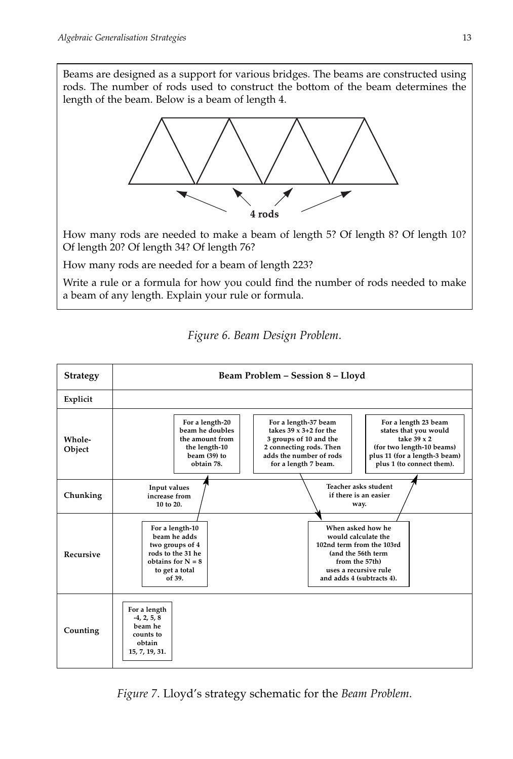Beams are designed as a support for various bridges. The beams are constructed using rods. The number of rods used to construct the bottom of the beam determines the length of the beam. Below is a beam of length 4.

4 rods

How many rods are needed to make a beam of length 5? Of length 8? Of length 10? Of length 20? Of length 34? Of length 76?

How many rods are needed for a beam of length 223?

Write a rule or a formula for how you could find the number of rods needed to make a beam of any length. Explain your rule or formula.

*Figure 6. Beam Design Problem.*

| Strategy | Beam Problem – Session 8 – Lloyd |
|---|---|
| Explicit | |
| Whole-Object | For a length-20 beam he doubles the amount from the length-10 beam (39) to obtain 78. <br> For a length-37 beam takes 39 x 3+2 for the 3 groups of 10 and the 2 connecting rods. Then adds the number of rods for a length 7 beam. <br> For a length 23 beam states that you would take 39 x 2 (for two length-10 beams) plus 11 (for a length-3 beam) plus 1 (to connect them). |
| Chunking | Input values increase from 10 to 20. <br> Teacher asks student if there is an easier way. |
| Recursive | For a length-10 beam he adds two groups of 4 rods to the 31 he obtains for N = 8 to get a total of 39. <br> When asked how he would calculate the 102nd term from the 103rd (and the 56th term from the 57th) uses a recursive rule and adds 4 (subtracts 4). |
| Counting | For a length -4, 2, 5, 8 beam he counts to obtain 15, 7, 19, 31. |

*Figure 7*. Lloyd's strategy schematic for the *Beam Problem*.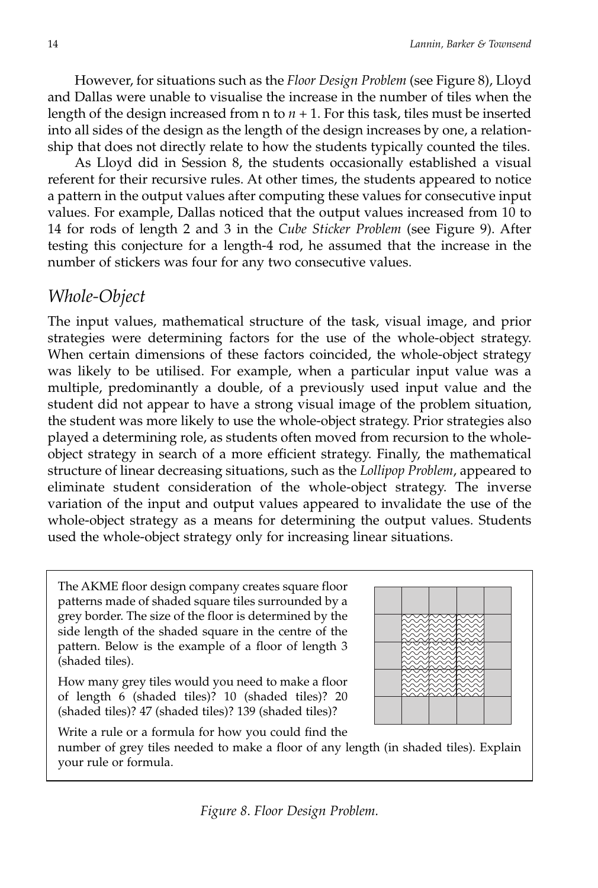However, for situations such as the *Floor Design Problem* (see Figure 8), Lloyd and Dallas were unable to visualise the increase in the number of tiles when the length of the design increased from n to $n + 1$. For this task, tiles must be inserted into all sides of the design as the length of the design increases by one, a relationship that does not directly relate to how the students typically counted the tiles.

As Lloyd did in Session 8, the students occasionally established a visual referent for their recursive rules. At other times, the students appeared to notice a pattern in the output values after computing these values for consecutive input values. For example, Dallas noticed that the output values increased from 10 to 14 for rods of length 2 and 3 in the *Cube Sticker Problem* (see Figure 9). After testing this conjecture for a length-4 rod, he assumed that the increase in the number of stickers was four for any two consecutive values.

## *Whole-Object*

The input values, mathematical structure of the task, visual image, and prior strategies were determining factors for the use of the whole-object strategy. When certain dimensions of these factors coincided, the whole-object strategy was likely to be utilised. For example, when a particular input value was a multiple, predominantly a double, of a previously used input value and the student did not appear to have a strong visual image of the problem situation, the student was more likely to use the whole-object strategy. Prior strategies also played a determining role, as students often moved from recursion to the whole-object strategy in search of a more efficient strategy. Finally, the mathematical structure of linear decreasing situations, such as the *Lollipop Problem*, appeared to eliminate student consideration of the whole-object strategy. The inverse variation of the input and output values appeared to invalidate the use of the whole-object strategy as a means for determining the output values. Students used the whole-object strategy only for increasing linear situations.

The AKME floor design company creates square floor patterns made of shaded square tiles surrounded by a grey border. The size of the floor is determined by the side length of the shaded square in the centre of the pattern. Below is the example of a floor of length 3 (shaded tiles).

How many grey tiles would you need to make a floor of length 6 (shaded tiles)? 10 (shaded tiles)? 20 (shaded tiles)? 47 (shaded tiles)? 139 (shaded tiles)?

Write a rule or a formula for how you could find the number of grey tiles needed to make a floor of any length (in shaded tiles). Explain your rule or formula.

*Figure 8. Floor Design Problem.*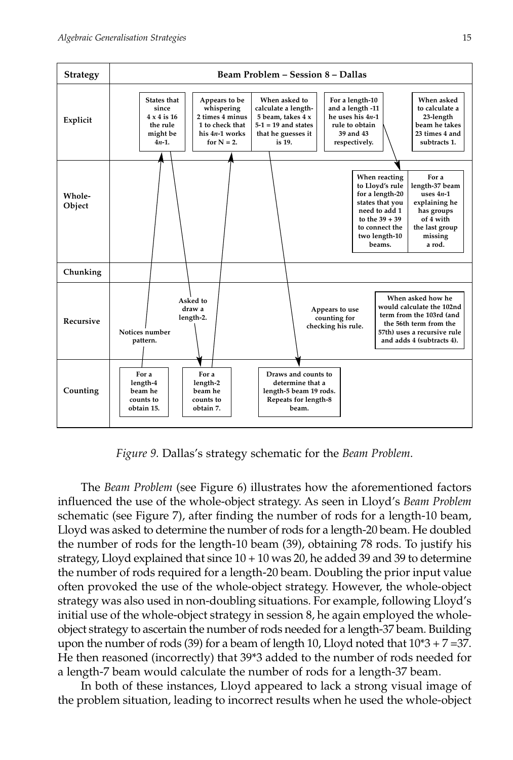| Strategy | Beam Problem – Session 8 – Dallas |
|---|---|
| Explicit | States that since 4 x 4 is 16 the rule might be $4n$-1. / Appears to be whispering 2 times 4 minus 1 to check that his $4n$-1 works for N = 2. / When asked to calculate a length-5 beam, takes 4 x 5-1 = 19 and states that he guesses it is 19. / For a length-10 and a length -11 he uses his $4n$-1 rule to obtain 39 and 43 respectively. / When asked to calculate a 23-length beam he takes 23 times 4 and subtracts 1. |
| Whole-Object | When reacting to Lloyd's rule for a length-20 states that you need to add 1 to the 39 + 39 to connect the two length-10 beams. / For a length-37 beam uses $4n$-1 explaining he has groups of 4 with the last group missing a rod. |
| Chunking | |
| Recursive | Notices number pattern. / Asked to draw a length-2. / Appears to use counting for checking his rule. / When asked how he would calculate the 102nd term from the 103rd (and the 56th term from the 57th) uses a recursive rule and adds 4 (subtracts 4). |
| Counting | For a length-4 beam he counts to obtain 15. / For a length-2 beam he counts to obtain 7. / Draws and counts to determine that a length-5 beam 19 rods. Repeats for length-8 beam. |

*Figure 9.* Dallas's strategy schematic for the *Beam Problem*.

The *Beam Problem* (see Figure 6) illustrates how the aforementioned factors influenced the use of the whole-object strategy. As seen in Lloyd's *Beam Problem* schematic (see Figure 7), after finding the number of rods for a length-10 beam, Lloyd was asked to determine the number of rods for a length-20 beam. He doubled the number of rods for the length-10 beam (39), obtaining 78 rods. To justify his strategy, Lloyd explained that since 10 + 10 was 20, he added 39 and 39 to determine the number of rods required for a length-20 beam. Doubling the prior input value often provoked the use of the whole-object strategy. However, the whole-object strategy was also used in non-doubling situations. For example, following Lloyd's initial use of the whole-object strategy in session 8, he again employed the whole-object strategy to ascertain the number of rods needed for a length-37 beam. Building upon the number of rods (39) for a beam of length 10, Lloyd noted that 10*3 + 7 =37. He then reasoned (incorrectly) that 39*3 added to the number of rods needed for a length-7 beam would calculate the number of rods for a length-37 beam.

In both of these instances, Lloyd appeared to lack a strong visual image of the problem situation, leading to incorrect results when he used the whole-object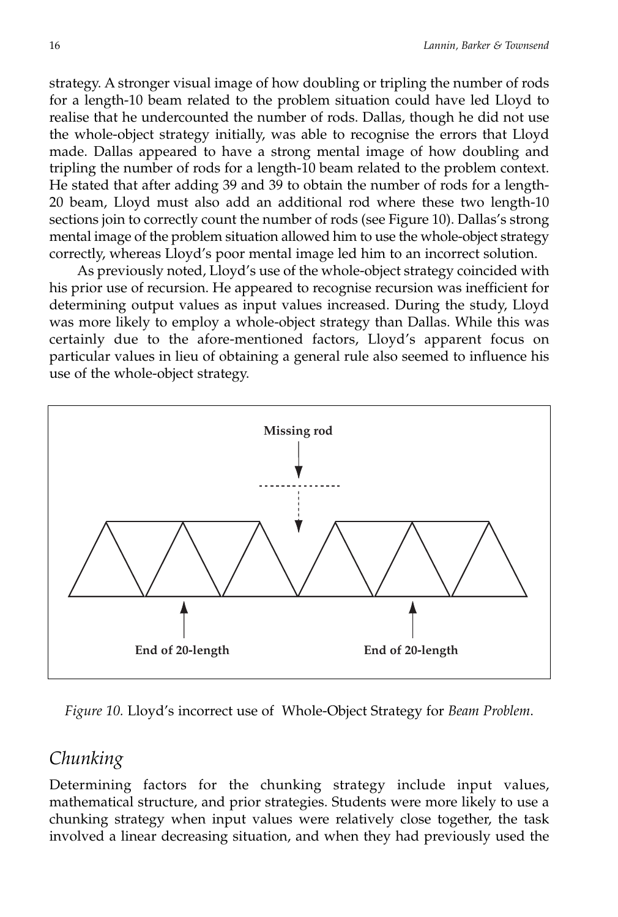strategy. A stronger visual image of how doubling or tripling the number of rods for a length-10 beam related to the problem situation could have led Lloyd to realise that he undercounted the number of rods. Dallas, though he did not use the whole-object strategy initially, was able to recognise the errors that Lloyd made. Dallas appeared to have a strong mental image of how doubling and tripling the number of rods for a length-10 beam related to the problem context. He stated that after adding 39 and 39 to obtain the number of rods for a length-20 beam, Lloyd must also add an additional rod where these two length-10 sections join to correctly count the number of rods (see Figure 10). Dallas's strong mental image of the problem situation allowed him to use the whole-object strategy correctly, whereas Lloyd's poor mental image led him to an incorrect solution.

As previously noted, Lloyd's use of the whole-object strategy coincided with his prior use of recursion. He appeared to recognise recursion was inefficient for determining output values as input values increased. During the study, Lloyd was more likely to employ a whole-object strategy than Dallas. While this was certainly due to the afore-mentioned factors, Lloyd's apparent focus on particular values in lieu of obtaining a general rule also seemed to influence his use of the whole-object strategy.

Missing rod

End of 20-length

End of 20-length

*Figure 10.* Lloyd's incorrect use of Whole-Object Strategy for *Beam Problem*.

## *Chunking*

Determining factors for the chunking strategy include input values, mathematical structure, and prior strategies. Students were more likely to use a chunking strategy when input values were relatively close together, the task involved a linear decreasing situation, and when they had previously used the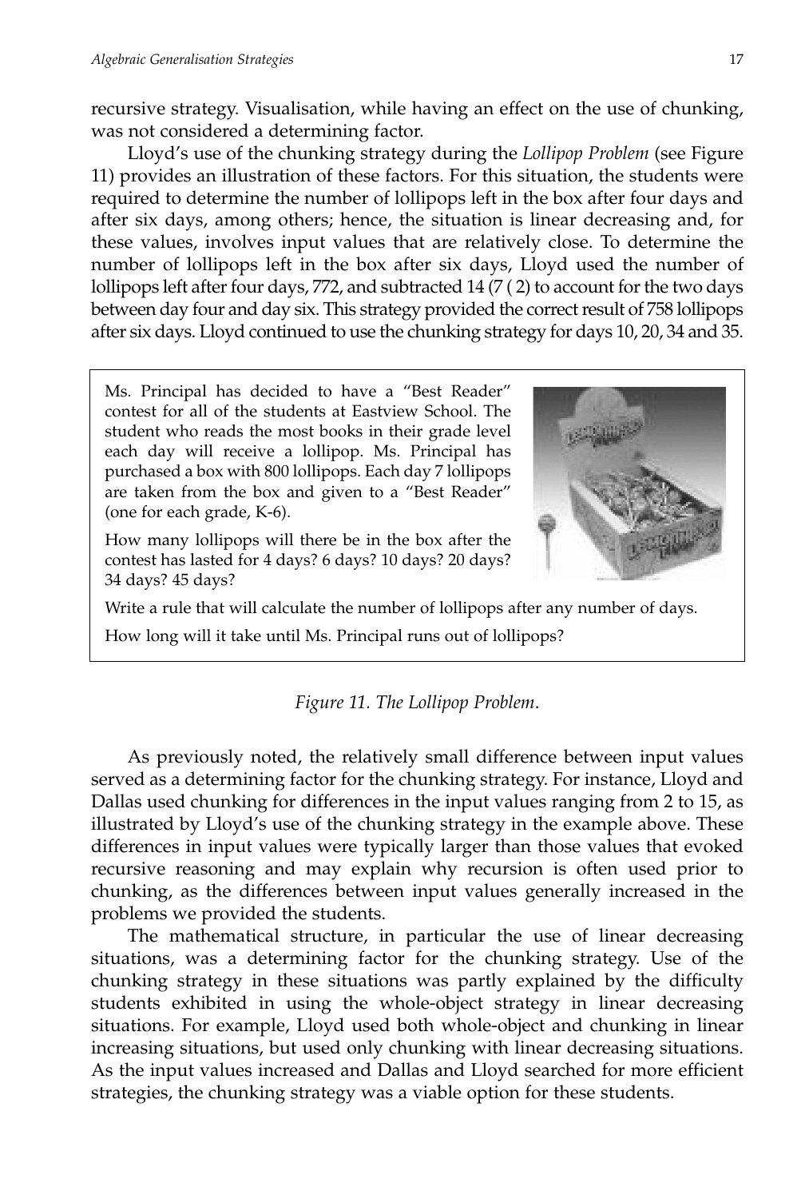recursive strategy. Visualisation, while having an effect on the use of chunking, was not considered a determining factor.

Lloyd's use of the chunking strategy during the *Lollipop Problem* (see Figure 11) provides an illustration of these factors. For this situation, the students were required to determine the number of lollipops left in the box after four days and after six days, among others; hence, the situation is linear decreasing and, for these values, involves input values that are relatively close. To determine the number of lollipops left in the box after six days, Lloyd used the number of lollipops left after four days, 772, and subtracted 14 (7 ( 2) to account for the two days between day four and day six. This strategy provided the correct result of 758 lollipops after six days. Lloyd continued to use the chunking strategy for days 10, 20, 34 and 35.

> Ms. Principal has decided to have a "Best Reader" contest for all of the students at Eastview School. The student who reads the most books in their grade level each day will receive a lollipop. Ms. Principal has purchased a box with 800 lollipops. Each day 7 lollipops are taken from the box and given to a "Best Reader" (one for each grade, K-6).
>
> How many lollipops will there be in the box after the contest has lasted for 4 days? 6 days? 10 days? 20 days? 34 days? 45 days?
>
> Write a rule that will calculate the number of lollipops after any number of days.
>
> How long will it take until Ms. Principal runs out of lollipops?

*Figure 11. The Lollipop Problem.*

As previously noted, the relatively small difference between input values served as a determining factor for the chunking strategy. For instance, Lloyd and Dallas used chunking for differences in the input values ranging from 2 to 15, as illustrated by Lloyd's use of the chunking strategy in the example above. These differences in input values were typically larger than those values that evoked recursive reasoning and may explain why recursion is often used prior to chunking, as the differences between input values generally increased in the problems we provided the students.

The mathematical structure, in particular the use of linear decreasing situations, was a determining factor for the chunking strategy. Use of the chunking strategy in these situations was partly explained by the difficulty students exhibited in using the whole-object strategy in linear decreasing situations. For example, Lloyd used both whole-object and chunking in linear increasing situations, but used only chunking with linear decreasing situations. As the input values increased and Dallas and Lloyd searched for more efficient strategies, the chunking strategy was a viable option for these students.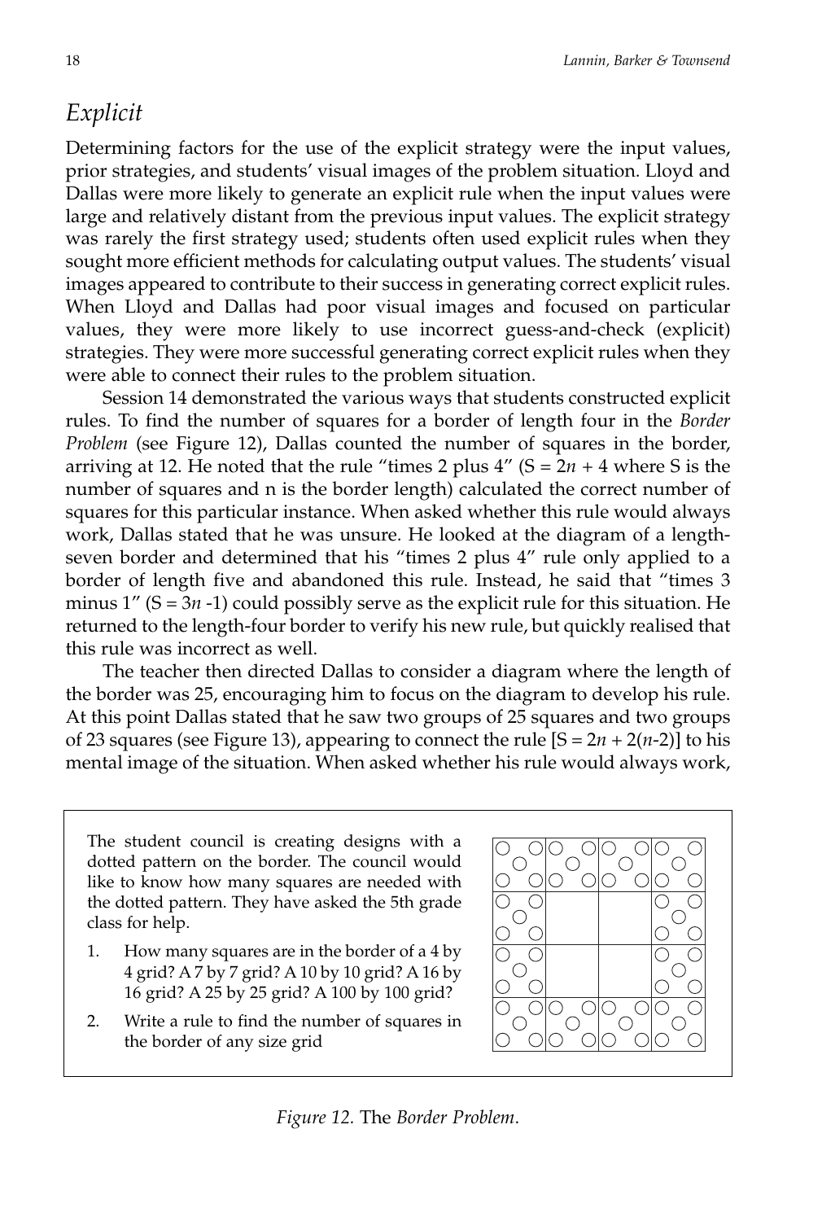## *Explicit*

Determining factors for the use of the explicit strategy were the input values, prior strategies, and students' visual images of the problem situation. Lloyd and Dallas were more likely to generate an explicit rule when the input values were large and relatively distant from the previous input values. The explicit strategy was rarely the first strategy used; students often used explicit rules when they sought more efficient methods for calculating output values. The students' visual images appeared to contribute to their success in generating correct explicit rules. When Lloyd and Dallas had poor visual images and focused on particular values, they were more likely to use incorrect guess-and-check (explicit) strategies. They were more successful generating correct explicit rules when they were able to connect their rules to the problem situation.

Session 14 demonstrated the various ways that students constructed explicit rules. To find the number of squares for a border of length four in the *Border Problem* (see Figure 12), Dallas counted the number of squares in the border, arriving at 12. He noted that the rule "times 2 plus 4" ($S = 2n + 4$ where S is the number of squares and n is the border length) calculated the correct number of squares for this particular instance. When asked whether this rule would always work, Dallas stated that he was unsure. He looked at the diagram of a length-seven border and determined that his "times 2 plus 4" rule only applied to a border of length five and abandoned this rule. Instead, he said that "times 3 minus 1" ($S = 3n - 1$) could possibly serve as the explicit rule for this situation. He returned to the length-four border to verify his new rule, but quickly realised that this rule was incorrect as well.

The teacher then directed Dallas to consider a diagram where the length of the border was 25, encouraging him to focus on the diagram to develop his rule. At this point Dallas stated that he saw two groups of 25 squares and two groups of 23 squares (see Figure 13), appearing to connect the rule [$S = 2n + 2(n-2)$] to his mental image of the situation. When asked whether his rule would always work,

> The student council is creating designs with a dotted pattern on the border. The council would like to know how many squares are needed with the dotted pattern. They have asked the 5th grade class for help.
>
> 1. How many squares are in the border of a 4 by 4 grid? A 7 by 7 grid? A 10 by 10 grid? A 16 by 16 grid? A 25 by 25 grid? A 100 by 100 grid?
> 2. Write a rule to find the number of squares in the border of any size grid

*Figure 12.* The *Border Problem*.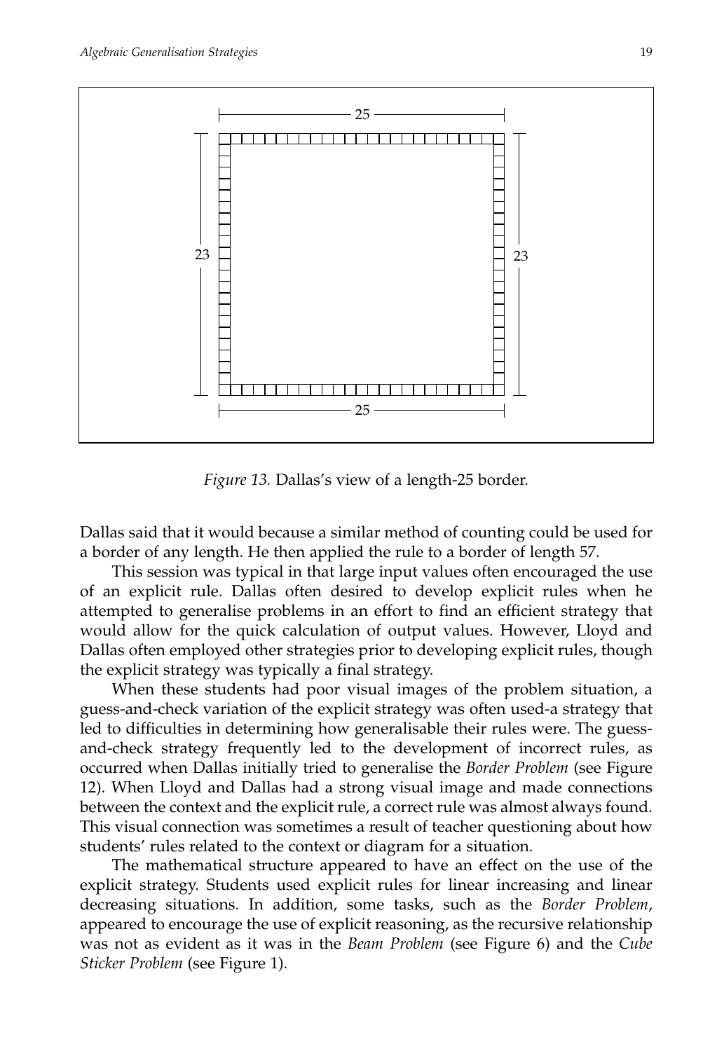*Figure 13.* Dallas's view of a length-25 border.

Dallas said that it would because a similar method of counting could be used for a border of any length. He then applied the rule to a border of length 57.

This session was typical in that large input values often encouraged the use of an explicit rule. Dallas often desired to develop explicit rules when he attempted to generalise problems in an effort to find an efficient strategy that would allow for the quick calculation of output values. However, Lloyd and Dallas often employed other strategies prior to developing explicit rules, though the explicit strategy was typically a final strategy.

When these students had poor visual images of the problem situation, a guess-and-check variation of the explicit strategy was often used-a strategy that led to difficulties in determining how generalisable their rules were. The guess-and-check strategy frequently led to the development of incorrect rules, as occurred when Dallas initially tried to generalise the *Border Problem* (see Figure 12). When Lloyd and Dallas had a strong visual image and made connections between the context and the explicit rule, a correct rule was almost always found. This visual connection was sometimes a result of teacher questioning about how students' rules related to the context or diagram for a situation.

The mathematical structure appeared to have an effect on the use of the explicit strategy. Students used explicit rules for linear increasing and linear decreasing situations. In addition, some tasks, such as the *Border Problem*, appeared to encourage the use of explicit reasoning, as the recursive relationship was not as evident as it was in the *Beam Problem* (see Figure 6) and the *Cube Sticker Problem* (see Figure 1).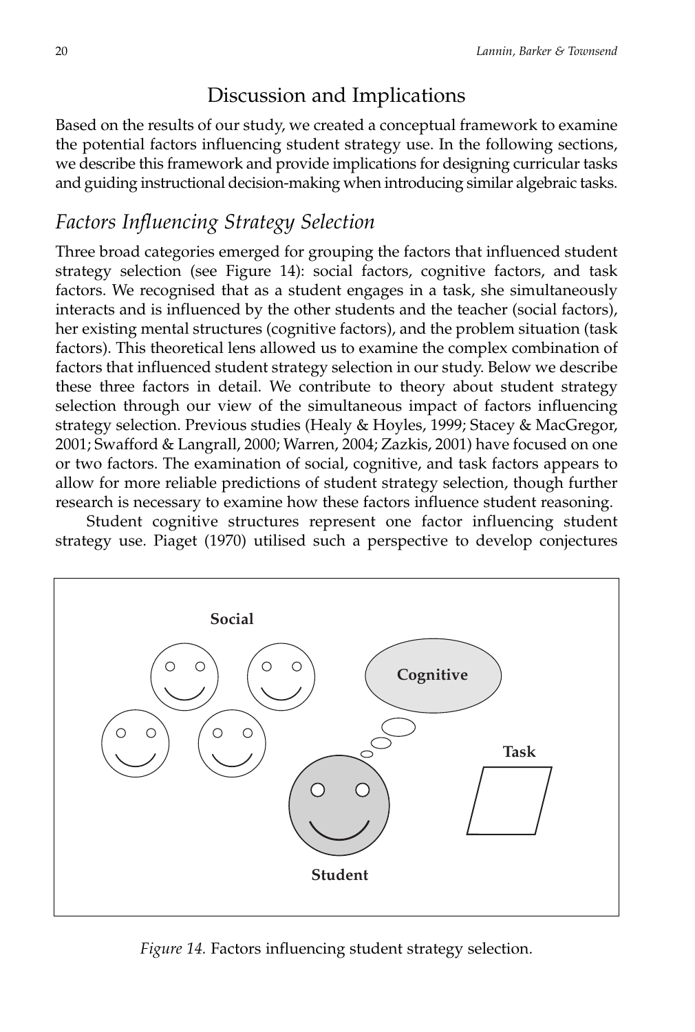## Discussion and Implications

Based on the results of our study, we created a conceptual framework to examine the potential factors influencing student strategy use. In the following sections, we describe this framework and provide implications for designing curricular tasks and guiding instructional decision-making when introducing similar algebraic tasks.

### *Factors Influencing Strategy Selection*

Three broad categories emerged for grouping the factors that influenced student strategy selection (see Figure 14): social factors, cognitive factors, and task factors. We recognised that as a student engages in a task, she simultaneously interacts and is influenced by the other students and the teacher (social factors), her existing mental structures (cognitive factors), and the problem situation (task factors). This theoretical lens allowed us to examine the complex combination of factors that influenced student strategy selection in our study. Below we describe these three factors in detail. We contribute to theory about student strategy selection through our view of the simultaneous impact of factors influencing strategy selection. Previous studies (Healy & Hoyles, 1999; Stacey & MacGregor, 2001; Swafford & Langrall, 2000; Warren, 2004; Zazkis, 2001) have focused on one or two factors. The examination of social, cognitive, and task factors appears to allow for more reliable predictions of student strategy selection, though further research is necessary to examine how these factors influence student reasoning.

Student cognitive structures represent one factor influencing student strategy use. Piaget (1970) utilised such a perspective to develop conjectures

*Figure 14.* Factors influencing student strategy selection.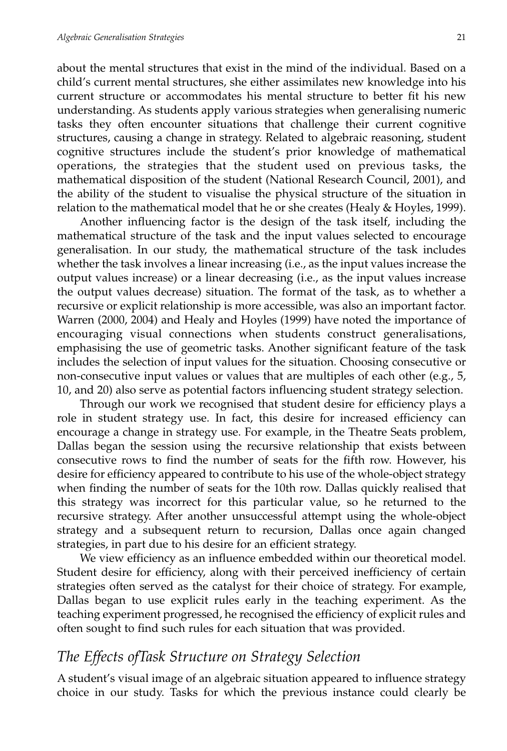about the mental structures that exist in the mind of the individual. Based on a child's current mental structures, she either assimilates new knowledge into his current structure or accommodates his mental structure to better fit his new understanding. As students apply various strategies when generalising numeric tasks they often encounter situations that challenge their current cognitive structures, causing a change in strategy. Related to algebraic reasoning, student cognitive structures include the student's prior knowledge of mathematical operations, the strategies that the student used on previous tasks, the mathematical disposition of the student (National Research Council, 2001), and the ability of the student to visualise the physical structure of the situation in relation to the mathematical model that he or she creates (Healy & Hoyles, 1999).

Another influencing factor is the design of the task itself, including the mathematical structure of the task and the input values selected to encourage generalisation. In our study, the mathematical structure of the task includes whether the task involves a linear increasing (i.e., as the input values increase the output values increase) or a linear decreasing (i.e., as the input values increase the output values decrease) situation. The format of the task, as to whether a recursive or explicit relationship is more accessible, was also an important factor. Warren (2000, 2004) and Healy and Hoyles (1999) have noted the importance of encouraging visual connections when students construct generalisations, emphasising the use of geometric tasks. Another significant feature of the task includes the selection of input values for the situation. Choosing consecutive or non-consecutive input values or values that are multiples of each other (e.g., 5, 10, and 20) also serve as potential factors influencing student strategy selection.

Through our work we recognised that student desire for efficiency plays a role in student strategy use. In fact, this desire for increased efficiency can encourage a change in strategy use. For example, in the Theatre Seats problem, Dallas began the session using the recursive relationship that exists between consecutive rows to find the number of seats for the fifth row. However, his desire for efficiency appeared to contribute to his use of the whole-object strategy when finding the number of seats for the 10th row. Dallas quickly realised that this strategy was incorrect for this particular value, so he returned to the recursive strategy. After another unsuccessful attempt using the whole-object strategy and a subsequent return to recursion, Dallas once again changed strategies, in part due to his desire for an efficient strategy.

We view efficiency as an influence embedded within our theoretical model. Student desire for efficiency, along with their perceived inefficiency of certain strategies often served as the catalyst for their choice of strategy. For example, Dallas began to use explicit rules early in the teaching experiment. As the teaching experiment progressed, he recognised the efficiency of explicit rules and often sought to find such rules for each situation that was provided.

## *The Effects ofTask Structure on Strategy Selection*

A student's visual image of an algebraic situation appeared to influence strategy choice in our study. Tasks for which the previous instance could clearly be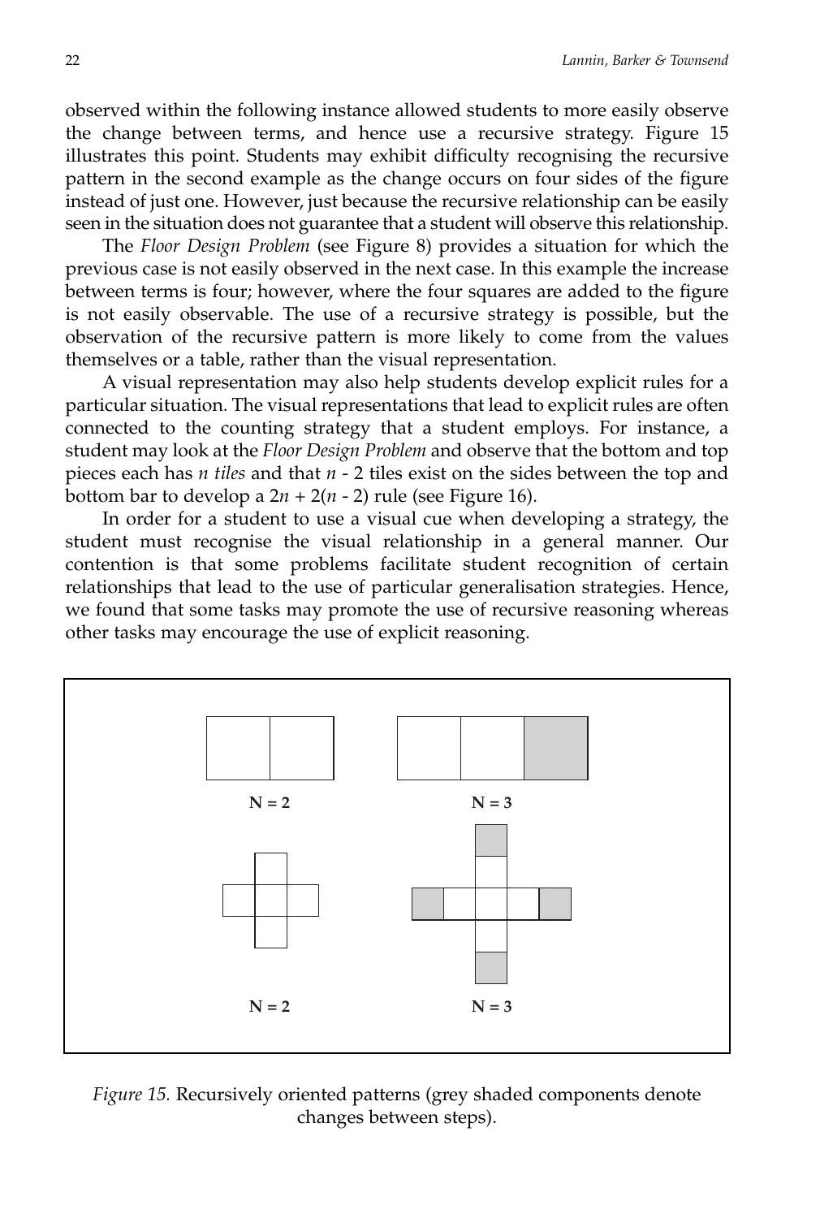observed within the following instance allowed students to more easily observe the change between terms, and hence use a recursive strategy. Figure 15 illustrates this point. Students may exhibit difficulty recognising the recursive pattern in the second example as the change occurs on four sides of the figure instead of just one. However, just because the recursive relationship can be easily seen in the situation does not guarantee that a student will observe this relationship.

The *Floor Design Problem* (see Figure 8) provides a situation for which the previous case is not easily observed in the next case. In this example the increase between terms is four; however, where the four squares are added to the figure is not easily observable. The use of a recursive strategy is possible, but the observation of the recursive pattern is more likely to come from the values themselves or a table, rather than the visual representation.

A visual representation may also help students develop explicit rules for a particular situation. The visual representations that lead to explicit rules are often connected to the counting strategy that a student employs. For instance, a student may look at the *Floor Design Problem* and observe that the bottom and top pieces each has *n tiles* and that $n$ - 2 tiles exist on the sides between the top and bottom bar to develop a $2n + 2(n - 2)$ rule (see Figure 16).

In order for a student to use a visual cue when developing a strategy, the student must recognise the visual relationship in a general manner. Our contention is that some problems facilitate student recognition of certain relationships that lead to the use of particular generalisation strategies. Hence, we found that some tasks may promote the use of recursive reasoning whereas other tasks may encourage the use of explicit reasoning.

N = 2 N = 3

N = 2 N = 3

*Figure 15.* Recursively oriented patterns (grey shaded components denote changes between steps).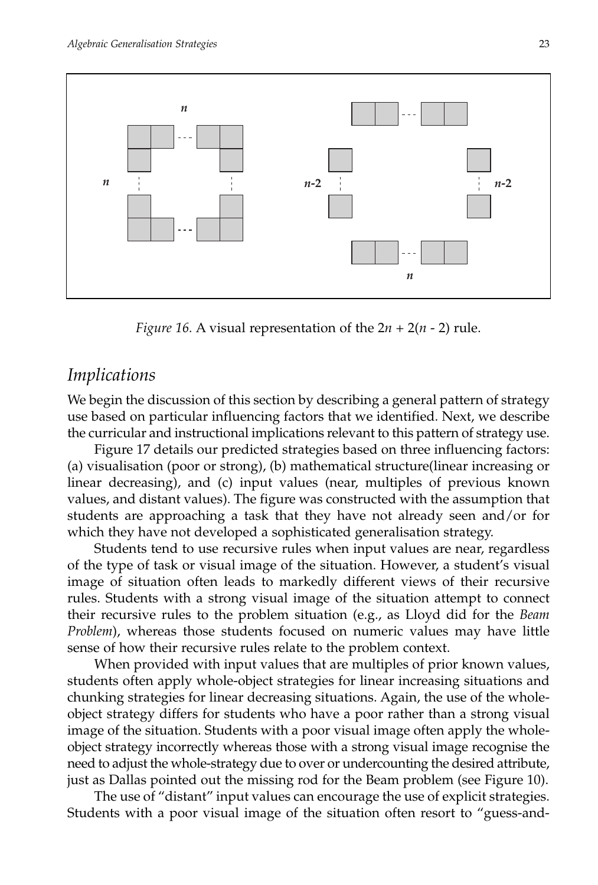*Figure 16.* A visual representation of the $2n + 2(n - 2)$ rule.

## *Implications*

We begin the discussion of this section by describing a general pattern of strategy use based on particular influencing factors that we identified. Next, we describe the curricular and instructional implications relevant to this pattern of strategy use.

Figure 17 details our predicted strategies based on three influencing factors: (a) visualisation (poor or strong), (b) mathematical structure(linear increasing or linear decreasing), and (c) input values (near, multiples of previous known values, and distant values). The figure was constructed with the assumption that students are approaching a task that they have not already seen and/or for which they have not developed a sophisticated generalisation strategy.

Students tend to use recursive rules when input values are near, regardless of the type of task or visual image of the situation. However, a student's visual image of situation often leads to markedly different views of their recursive rules. Students with a strong visual image of the situation attempt to connect their recursive rules to the problem situation (e.g., as Lloyd did for the *Beam Problem*), whereas those students focused on numeric values may have little sense of how their recursive rules relate to the problem context.

When provided with input values that are multiples of prior known values, students often apply whole-object strategies for linear increasing situations and chunking strategies for linear decreasing situations. Again, the use of the whole-object strategy differs for students who have a poor rather than a strong visual image of the situation. Students with a poor visual image often apply the whole-object strategy incorrectly whereas those with a strong visual image recognise the need to adjust the whole-strategy due to over or undercounting the desired attribute, just as Dallas pointed out the missing rod for the Beam problem (see Figure 10).

The use of "distant" input values can encourage the use of explicit strategies. Students with a poor visual image of the situation often resort to "guess-and-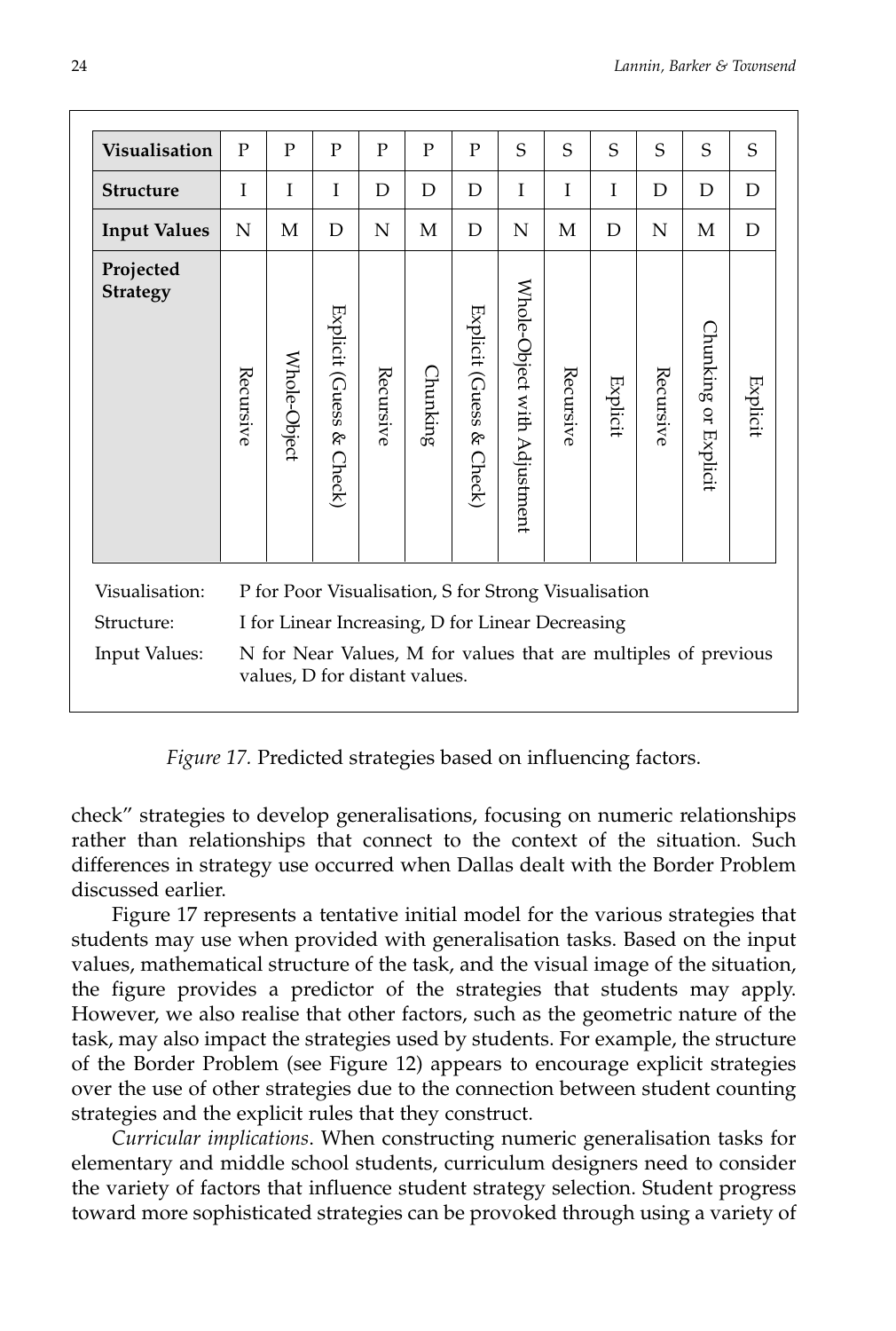| Visualisation | P | P | P | P | P | P | S | S | S | S | S | S |
|---|---|---|---|---|---|---|---|---|---|---|---|---|
| Structure | I | I | I | D | D | D | I | I | I | D | D | D |
| Input Values | N | M | D | N | M | D | N | M | D | N | M | D |
| Projected Strategy | Recursive | Whole-Object | Explicit (Guess & Check) | Recursive | Chunking | Explicit (Guess & Check) | Whole-Object with Adjustment | Recursive | Explicit | Recursive | Chunking or Explicit | Explicit |

Visualisation: P for Poor Visualisation, S for Strong Visualisation

Structure: I for Linear Increasing, D for Linear Decreasing

Input Values: N for Near Values, M for values that are multiples of previous values, D for distant values.

*Figure 17.* Predicted strategies based on influencing factors.

check" strategies to develop generalisations, focusing on numeric relationships rather than relationships that connect to the context of the situation. Such differences in strategy use occurred when Dallas dealt with the Border Problem discussed earlier.

Figure 17 represents a tentative initial model for the various strategies that students may use when provided with generalisation tasks. Based on the input values, mathematical structure of the task, and the visual image of the situation, the figure provides a predictor of the strategies that students may apply. However, we also realise that other factors, such as the geometric nature of the task, may also impact the strategies used by students. For example, the structure of the Border Problem (see Figure 12) appears to encourage explicit strategies over the use of other strategies due to the connection between student counting strategies and the explicit rules that they construct.

*Curricular implications*. When constructing numeric generalisation tasks for elementary and middle school students, curriculum designers need to consider the variety of factors that influence student strategy selection. Student progress toward more sophisticated strategies can be provoked through using a variety of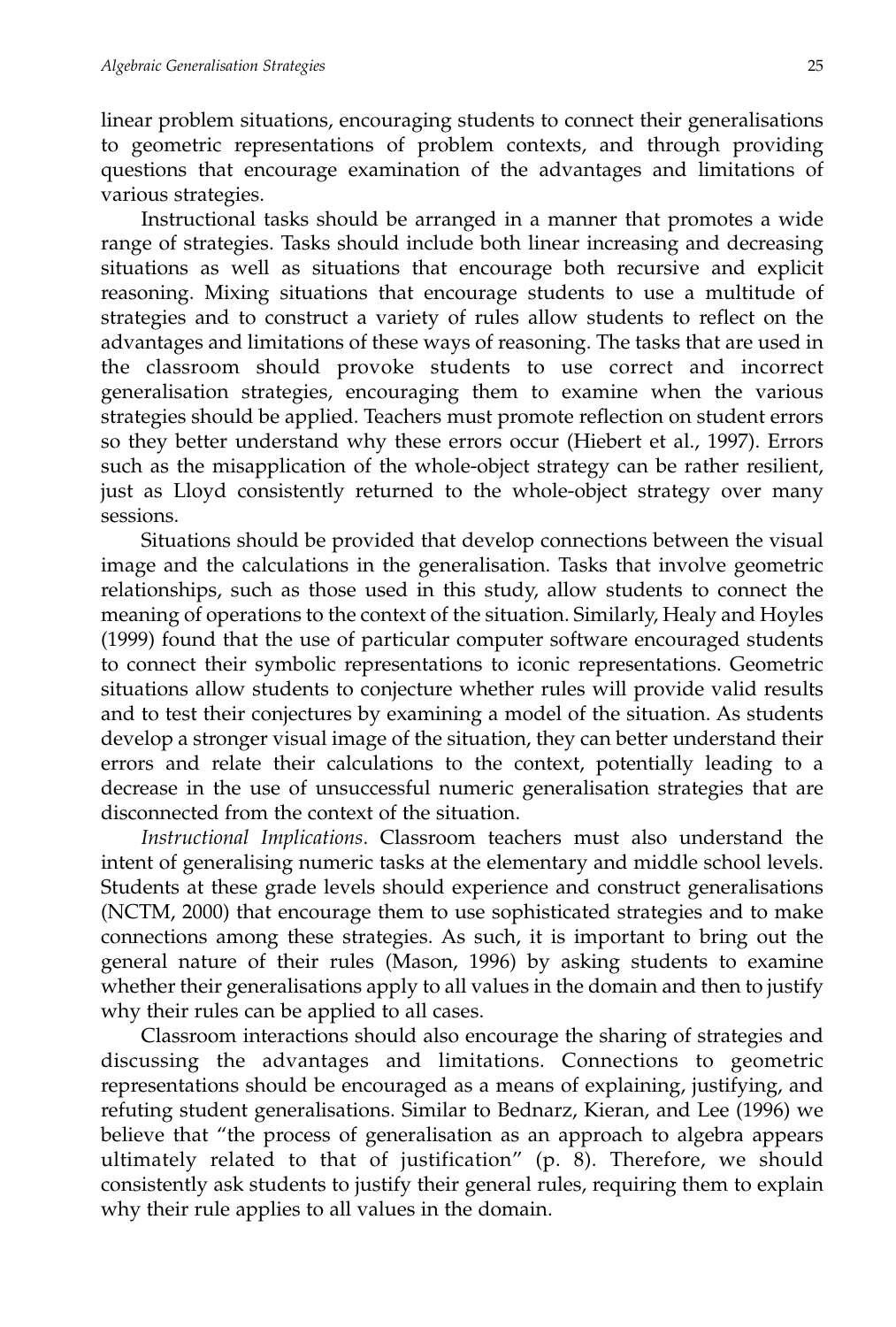linear problem situations, encouraging students to connect their generalisations to geometric representations of problem contexts, and through providing questions that encourage examination of the advantages and limitations of various strategies.

Instructional tasks should be arranged in a manner that promotes a wide range of strategies. Tasks should include both linear increasing and decreasing situations as well as situations that encourage both recursive and explicit reasoning. Mixing situations that encourage students to use a multitude of strategies and to construct a variety of rules allow students to reflect on the advantages and limitations of these ways of reasoning. The tasks that are used in the classroom should provoke students to use correct and incorrect generalisation strategies, encouraging them to examine when the various strategies should be applied. Teachers must promote reflection on student errors so they better understand why these errors occur (Hiebert et al., 1997). Errors such as the misapplication of the whole-object strategy can be rather resilient, just as Lloyd consistently returned to the whole-object strategy over many sessions.

Situations should be provided that develop connections between the visual image and the calculations in the generalisation. Tasks that involve geometric relationships, such as those used in this study, allow students to connect the meaning of operations to the context of the situation. Similarly, Healy and Hoyles (1999) found that the use of particular computer software encouraged students to connect their symbolic representations to iconic representations. Geometric situations allow students to conjecture whether rules will provide valid results and to test their conjectures by examining a model of the situation. As students develop a stronger visual image of the situation, they can better understand their errors and relate their calculations to the context, potentially leading to a decrease in the use of unsuccessful numeric generalisation strategies that are disconnected from the context of the situation.

*Instructional Implications*. Classroom teachers must also understand the intent of generalising numeric tasks at the elementary and middle school levels. Students at these grade levels should experience and construct generalisations (NCTM, 2000) that encourage them to use sophisticated strategies and to make connections among these strategies. As such, it is important to bring out the general nature of their rules (Mason, 1996) by asking students to examine whether their generalisations apply to all values in the domain and then to justify why their rules can be applied to all cases.

Classroom interactions should also encourage the sharing of strategies and discussing the advantages and limitations. Connections to geometric representations should be encouraged as a means of explaining, justifying, and refuting student generalisations. Similar to Bednarz, Kieran, and Lee (1996) we believe that "the process of generalisation as an approach to algebra appears ultimately related to that of justification" (p. 8). Therefore, we should consistently ask students to justify their general rules, requiring them to explain why their rule applies to all values in the domain.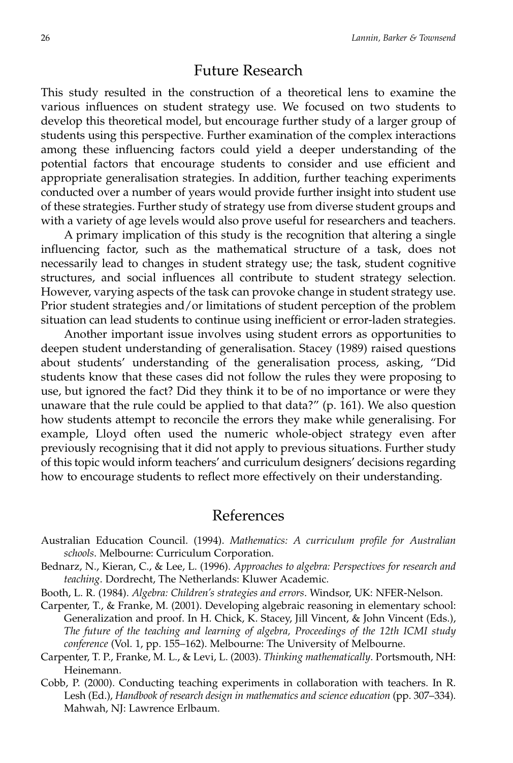## Future Research

This study resulted in the construction of a theoretical lens to examine the various influences on student strategy use. We focused on two students to develop this theoretical model, but encourage further study of a larger group of students using this perspective. Further examination of the complex interactions among these influencing factors could yield a deeper understanding of the potential factors that encourage students to consider and use efficient and appropriate generalisation strategies. In addition, further teaching experiments conducted over a number of years would provide further insight into student use of these strategies. Further study of strategy use from diverse student groups and with a variety of age levels would also prove useful for researchers and teachers.

A primary implication of this study is the recognition that altering a single influencing factor, such as the mathematical structure of a task, does not necessarily lead to changes in student strategy use; the task, student cognitive structures, and social influences all contribute to student strategy selection. However, varying aspects of the task can provoke change in student strategy use. Prior student strategies and/or limitations of student perception of the problem situation can lead students to continue using inefficient or error-laden strategies.

Another important issue involves using student errors as opportunities to deepen student understanding of generalisation. Stacey (1989) raised questions about students' understanding of the generalisation process, asking, "Did students know that these cases did not follow the rules they were proposing to use, but ignored the fact? Did they think it to be of no importance or were they unaware that the rule could be applied to that data?" (p. 161). We also question how students attempt to reconcile the errors they make while generalising. For example, Lloyd often used the numeric whole-object strategy even after previously recognising that it did not apply to previous situations. Further study of this topic would inform teachers' and curriculum designers' decisions regarding how to encourage students to reflect more effectively on their understanding.

## References

Australian Education Council. (1994). *Mathematics: A curriculum profile for Australian schools*. Melbourne: Curriculum Corporation.

Bednarz, N., Kieran, C., & Lee, L. (1996). *Approaches to algebra: Perspectives for research and teaching*. Dordrecht, The Netherlands: Kluwer Academic.

Booth, L. R. (1984). *Algebra: Children's strategies and errors*. Windsor, UK: NFER-Nelson.

Carpenter, T., & Franke, M. (2001). Developing algebraic reasoning in elementary school: Generalization and proof. In H. Chick, K. Stacey, Jill Vincent, & John Vincent (Eds.), *The future of the teaching and learning of algebra, Proceedings of the 12th ICMI study conference* (Vol. 1, pp. 155–162). Melbourne: The University of Melbourne.

Carpenter, T. P., Franke, M. L., & Levi, L. (2003). *Thinking mathematically*. Portsmouth, NH: Heinemann.

Cobb, P. (2000). Conducting teaching experiments in collaboration with teachers. In R. Lesh (Ed.), *Handbook of research design in mathematics and science education* (pp. 307–334). Mahwah, NJ: Lawrence Erlbaum.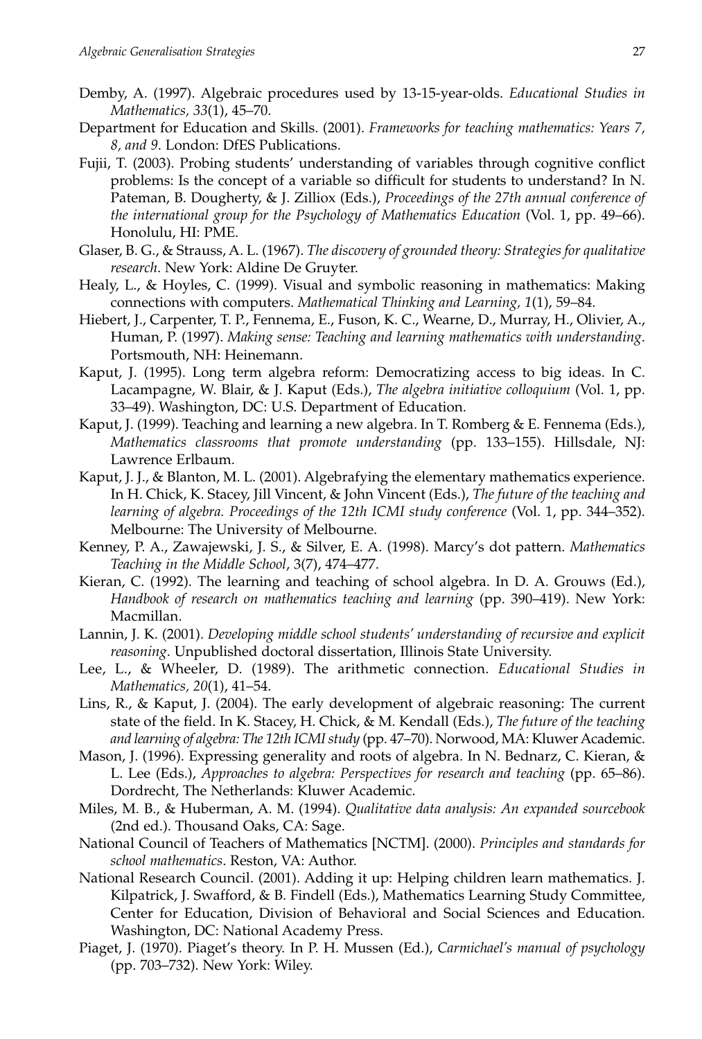Demby, A. (1997). Algebraic procedures used by 13-15-year-olds. *Educational Studies in Mathematics, 33*(1), 45–70.

Department for Education and Skills. (2001). *Frameworks for teaching mathematics: Years 7, 8, and 9*. London: DfES Publications.

Fujii, T. (2003). Probing students' understanding of variables through cognitive conflict problems: Is the concept of a variable so difficult for students to understand? In N. Pateman, B. Dougherty, & J. Zilliox (Eds.), *Proceedings of the 27th annual conference of the international group for the Psychology of Mathematics Education* (Vol. 1, pp. 49–66). Honolulu, HI: PME.

Glaser, B. G., & Strauss, A. L. (1967). *The discovery of grounded theory: Strategies for qualitative research*. New York: Aldine De Gruyter.

Healy, L., & Hoyles, C. (1999). Visual and symbolic reasoning in mathematics: Making connections with computers. *Mathematical Thinking and Learning, 1*(1), 59–84.

Hiebert, J., Carpenter, T. P., Fennema, E., Fuson, K. C., Wearne, D., Murray, H., Olivier, A., Human, P. (1997). *Making sense: Teaching and learning mathematics with understanding*. Portsmouth, NH: Heinemann.

Kaput, J. (1995). Long term algebra reform: Democratizing access to big ideas. In C. Lacampagne, W. Blair, & J. Kaput (Eds.), *The algebra initiative colloquium* (Vol. 1, pp. 33–49). Washington, DC: U.S. Department of Education.

Kaput, J. (1999). Teaching and learning a new algebra. In T. Romberg & E. Fennema (Eds.), *Mathematics classrooms that promote understanding* (pp. 133–155). Hillsdale, NJ: Lawrence Erlbaum.

Kaput, J. J., & Blanton, M. L. (2001). Algebrafying the elementary mathematics experience. In H. Chick, K. Stacey, Jill Vincent, & John Vincent (Eds.), *The future of the teaching and learning of algebra. Proceedings of the 12th ICMI study conference* (Vol. 1, pp. 344–352). Melbourne: The University of Melbourne.

Kenney, P. A., Zawajewski, J. S., & Silver, E. A. (1998). Marcy's dot pattern. *Mathematics Teaching in the Middle School*, 3(7), 474–477.

Kieran, C. (1992). The learning and teaching of school algebra. In D. A. Grouws (Ed.), *Handbook of research on mathematics teaching and learning* (pp. 390–419). New York: Macmillan.

Lannin, J. K. (2001). *Developing middle school students' understanding of recursive and explicit reasoning*. Unpublished doctoral dissertation, Illinois State University.

Lee, L., & Wheeler, D. (1989). The arithmetic connection. *Educational Studies in Mathematics, 20*(1), 41–54.

Lins, R., & Kaput, J. (2004). The early development of algebraic reasoning: The current state of the field. In K. Stacey, H. Chick, & M. Kendall (Eds.), *The future of the teaching and learning of algebra: The 12th ICMI study* (pp. 47–70). Norwood, MA: Kluwer Academic.

Mason, J. (1996). Expressing generality and roots of algebra. In N. Bednarz, C. Kieran, & L. Lee (Eds.), *Approaches to algebra: Perspectives for research and teaching* (pp. 65–86). Dordrecht, The Netherlands: Kluwer Academic.

Miles, M. B., & Huberman, A. M. (1994). *Qualitative data analysis: An expanded sourcebook* (2nd ed.). Thousand Oaks, CA: Sage.

National Council of Teachers of Mathematics [NCTM]. (2000). *Principles and standards for school mathematics*. Reston, VA: Author.

National Research Council. (2001). Adding it up: Helping children learn mathematics. J. Kilpatrick, J. Swafford, & B. Findell (Eds.), Mathematics Learning Study Committee, Center for Education, Division of Behavioral and Social Sciences and Education. Washington, DC: National Academy Press.

Piaget, J. (1970). Piaget's theory. In P. H. Mussen (Ed.), *Carmichael's manual of psychology* (pp. 703–732). New York: Wiley.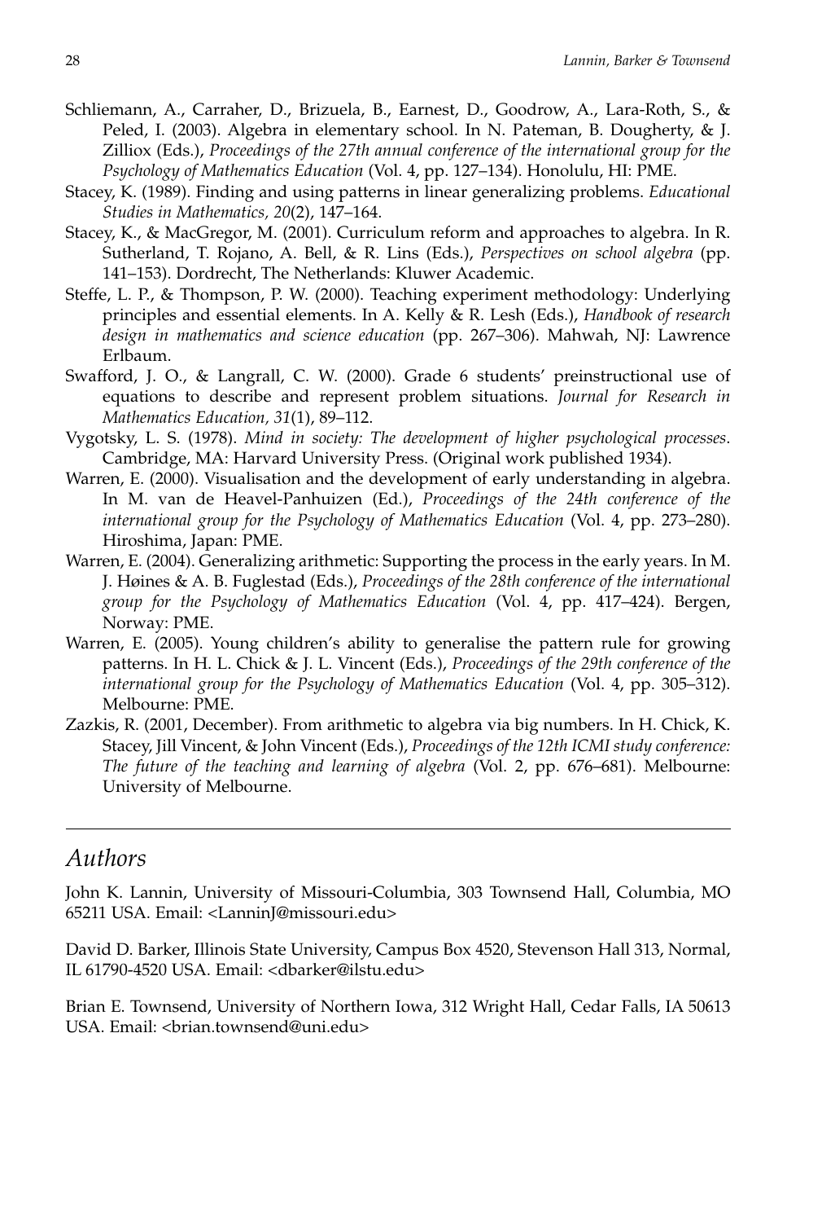Schliemann, A., Carraher, D., Brizuela, B., Earnest, D., Goodrow, A., Lara-Roth, S., & Peled, I. (2003). Algebra in elementary school. In N. Pateman, B. Dougherty, & J. Zilliox (Eds.), *Proceedings of the 27th annual conference of the international group for the Psychology of Mathematics Education* (Vol. 4, pp. 127–134). Honolulu, HI: PME.

Stacey, K. (1989). Finding and using patterns in linear generalizing problems. *Educational Studies in Mathematics, 20*(2), 147–164.

Stacey, K., & MacGregor, M. (2001). Curriculum reform and approaches to algebra. In R. Sutherland, T. Rojano, A. Bell, & R. Lins (Eds.), *Perspectives on school algebra* (pp. 141–153). Dordrecht, The Netherlands: Kluwer Academic.

Steffe, L. P., & Thompson, P. W. (2000). Teaching experiment methodology: Underlying principles and essential elements. In A. Kelly & R. Lesh (Eds.), *Handbook of research design in mathematics and science education* (pp. 267–306). Mahwah, NJ: Lawrence Erlbaum.

Swafford, J. O., & Langrall, C. W. (2000). Grade 6 students' preinstructional use of equations to describe and represent problem situations. *Journal for Research in Mathematics Education, 31*(1), 89–112.

Vygotsky, L. S. (1978). *Mind in society: The development of higher psychological processes*. Cambridge, MA: Harvard University Press. (Original work published 1934).

Warren, E. (2000). Visualisation and the development of early understanding in algebra. In M. van de Heavel-Panhuizen (Ed.), *Proceedings of the 24th conference of the international group for the Psychology of Mathematics Education* (Vol. 4, pp. 273–280). Hiroshima, Japan: PME.

Warren, E. (2004). Generalizing arithmetic: Supporting the process in the early years. In M. J. Høines & A. B. Fuglestad (Eds.), *Proceedings of the 28th conference of the international group for the Psychology of Mathematics Education* (Vol. 4, pp. 417–424). Bergen, Norway: PME.

Warren, E. (2005). Young children's ability to generalise the pattern rule for growing patterns. In H. L. Chick & J. L. Vincent (Eds.), *Proceedings of the 29th conference of the international group for the Psychology of Mathematics Education* (Vol. 4, pp. 305–312). Melbourne: PME.

Zazkis, R. (2001, December). From arithmetic to algebra via big numbers. In H. Chick, K. Stacey, Jill Vincent, & John Vincent (Eds.), *Proceedings of the 12th ICMI study conference: The future of the teaching and learning of algebra* (Vol. 2, pp. 676–681). Melbourne: University of Melbourne.

## Authors

John K. Lannin, University of Missouri-Columbia, 303 Townsend Hall, Columbia, MO 65211 USA. Email: <LanninJ@missouri.edu>

David D. Barker, Illinois State University, Campus Box 4520, Stevenson Hall 313, Normal, IL 61790-4520 USA. Email: <dbarker@ilstu.edu>

Brian E. Townsend, University of Northern Iowa, 312 Wright Hall, Cedar Falls, IA 50613 USA. Email: <brian.townsend@uni.edu>